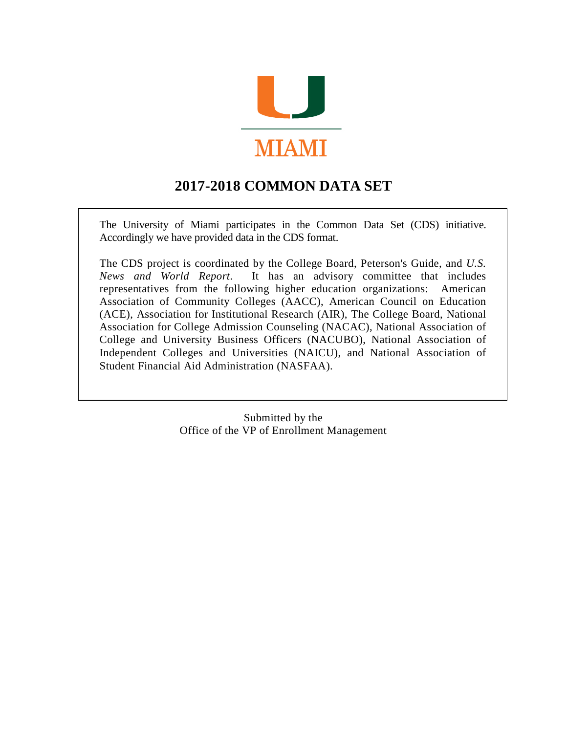MIAMI

# 2017-2018 COMMON DATA SET

The University of Miami participates in the Common Data Set (CDS) initiative. Accordingly we have provided data in the CDS format.

The CDS project is coordinated by the College Board, Peterson's Guide, and *U.S. News and World Report*. It has an advisory committee that includes representatives from the following higher education organizations: American Association of Community Colleges (AACC), American Council on Education (ACE), Association for Institutional Research (AIR), The College Board, National Association for College Admission Counseling (NACAC), National Association of College and University Business Officers (NACUBO), National Association of Independent Colleges and Universities (NAICU), and National Association of Student Financial Aid Administration (NASFAA).

Submitted by the
Office of the VP of Enrollment Management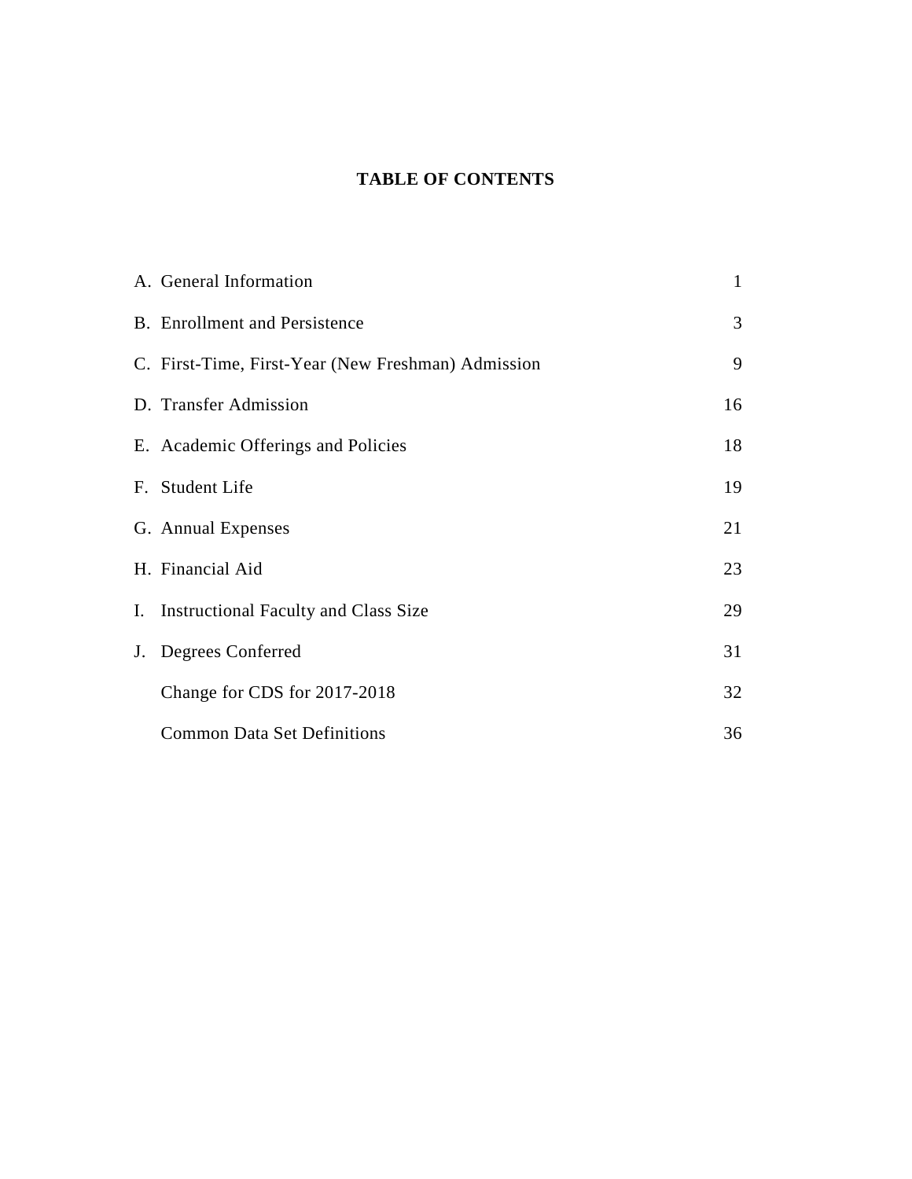# TABLE OF CONTENTS

| | | |
|---|---|---|
| A. | General Information | 1 |
| B. | Enrollment and Persistence | 3 |
| C. | First-Time, First-Year (New Freshman) Admission | 9 |
| D. | Transfer Admission | 16 |
| E. | Academic Offerings and Policies | 18 |
| F. | Student Life | 19 |
| G. | Annual Expenses | 21 |
| H. | Financial Aid | 23 |
| I. | Instructional Faculty and Class Size | 29 |
| J. | Degrees Conferred | 31 |
| | Change for CDS for 2017-2018 | 32 |
| | Common Data Set Definitions | 36 |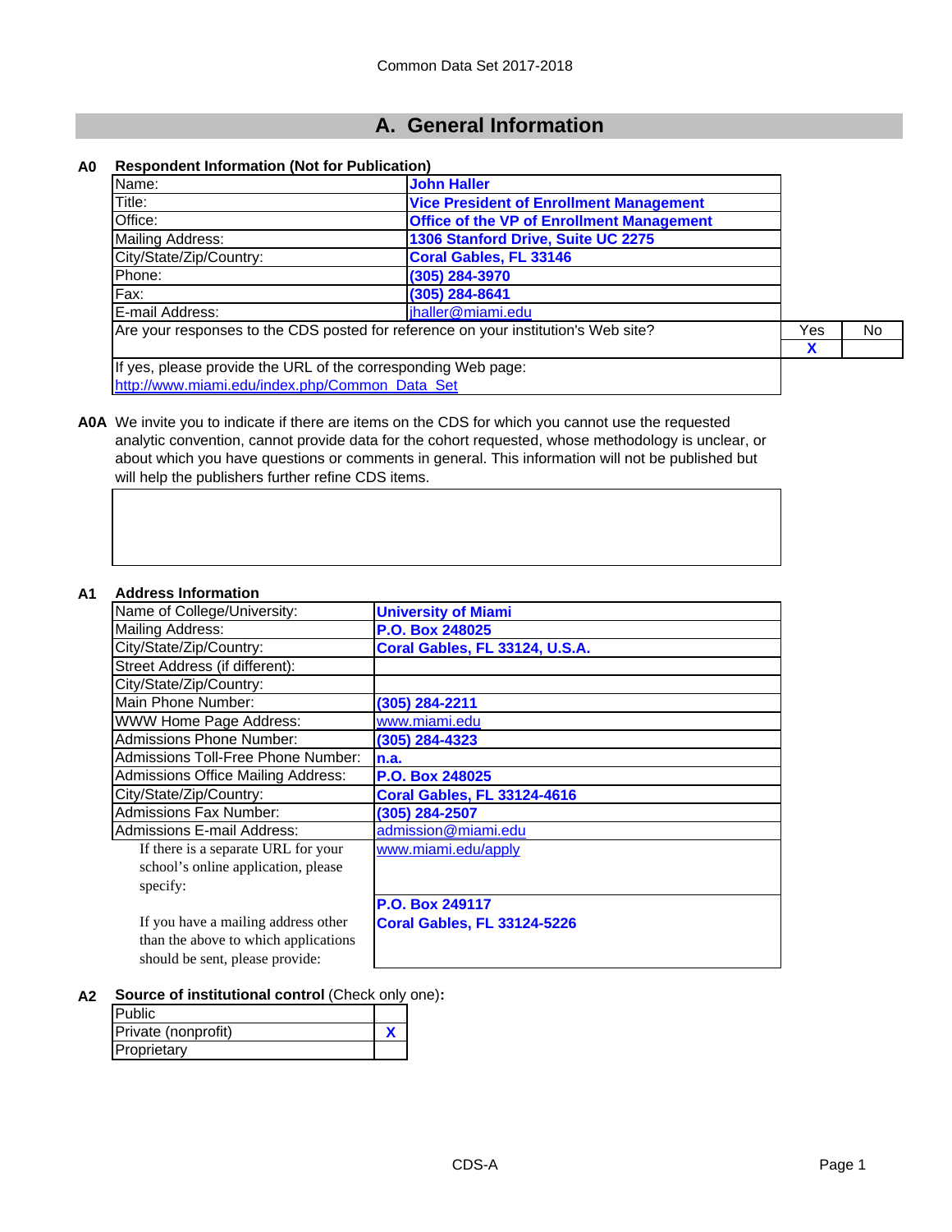Common Data Set 2017-2018

# A. General Information

## A0 Respondent Information (Not for Publication)

| | |
|---|---|
| Name: | John Haller |
| Title: | Vice President of Enrollment Management |
| Office: | Office of the VP of Enrollment Management |
| Mailing Address: | 1306 Stanford Drive, Suite UC 2275 |
| City/State/Zip/Country: | Coral Gables, FL 33146 |
| Phone: | (305) 284-3970 |
| Fax: | (305) 284-8641 |
| E-mail Address: | jhaller@miami.edu |

| | Yes | No |
|---|---|---|
| Are your responses to the CDS posted for reference on your institution's Web site? | X | |

If yes, please provide the URL of the corresponding Web page:
http://www.miami.edu/index.php/Common_Data_Set

**A0A** We invite you to indicate if there are items on the CDS for which you cannot use the requested analytic convention, cannot provide data for the cohort requested, whose methodology is unclear, or about which you have questions or comments in general. This information will not be published but will help the publishers further refine CDS items.

## A1 Address Information

| | |
|---|---|
| Name of College/University: | University of Miami |
| Mailing Address: | P.O. Box 248025 |
| City/State/Zip/Country: | Coral Gables, FL 33124, U.S.A. |
| Street Address (if different): | |
| City/State/Zip/Country: | |
| Main Phone Number: | (305) 284-2211 |
| WWW Home Page Address: | www.miami.edu |
| Admissions Phone Number: | (305) 284-4323 |
| Admissions Toll-Free Phone Number: | n.a. |
| Admissions Office Mailing Address: | P.O. Box 248025 |
| City/State/Zip/Country: | Coral Gables, FL 33124-4616 |
| Admissions Fax Number: | (305) 284-2507 |
| Admissions E-mail Address: | admission@miami.edu |
| If there is a separate URL for your school's online application, please specify: | www.miami.edu/apply |
| If you have a mailing address other than the above to which applications should be sent, please provide: | P.O. Box 249117<br>Coral Gables, FL 33124-5226 |

## A2 Source of institutional control (Check only one):

| | |
|---|---|
| Public | |
| Private (nonprofit) | X |
| Proprietary | |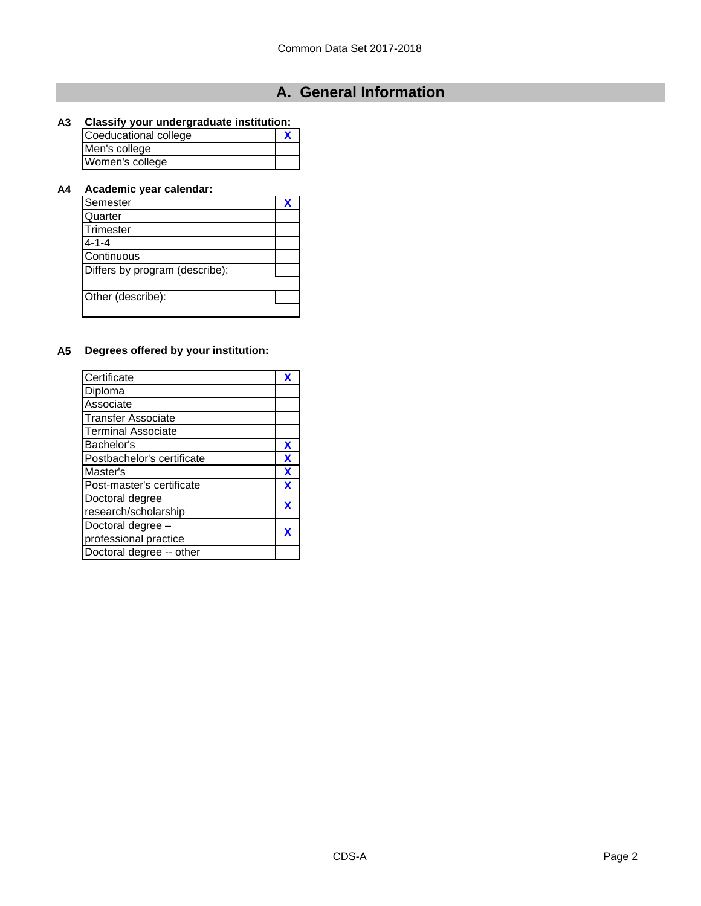## A. General Information

**A3 Classify your undergraduate institution:**

| | |
|---|---|
| Coeducational college | X |
| Men's college | |
| Women's college | |

**A4 Academic year calendar:**

| | |
|---|---|
| Semester | X |
| Quarter | |
| Trimester | |
| 4-1-4 | |
| Continuous | |
| Differs by program (describe): | |
| Other (describe): | |

**A5 Degrees offered by your institution:**

| | |
|---|---|
| Certificate | X |
| Diploma | |
| Associate | |
| Transfer Associate | |
| Terminal Associate | |
| Bachelor's | X |
| Postbachelor's certificate | X |
| Master's | X |
| Post-master's certificate | X |
| Doctoral degree research/scholarship | X |
| Doctoral degree – professional practice | X |
| Doctoral degree -- other | |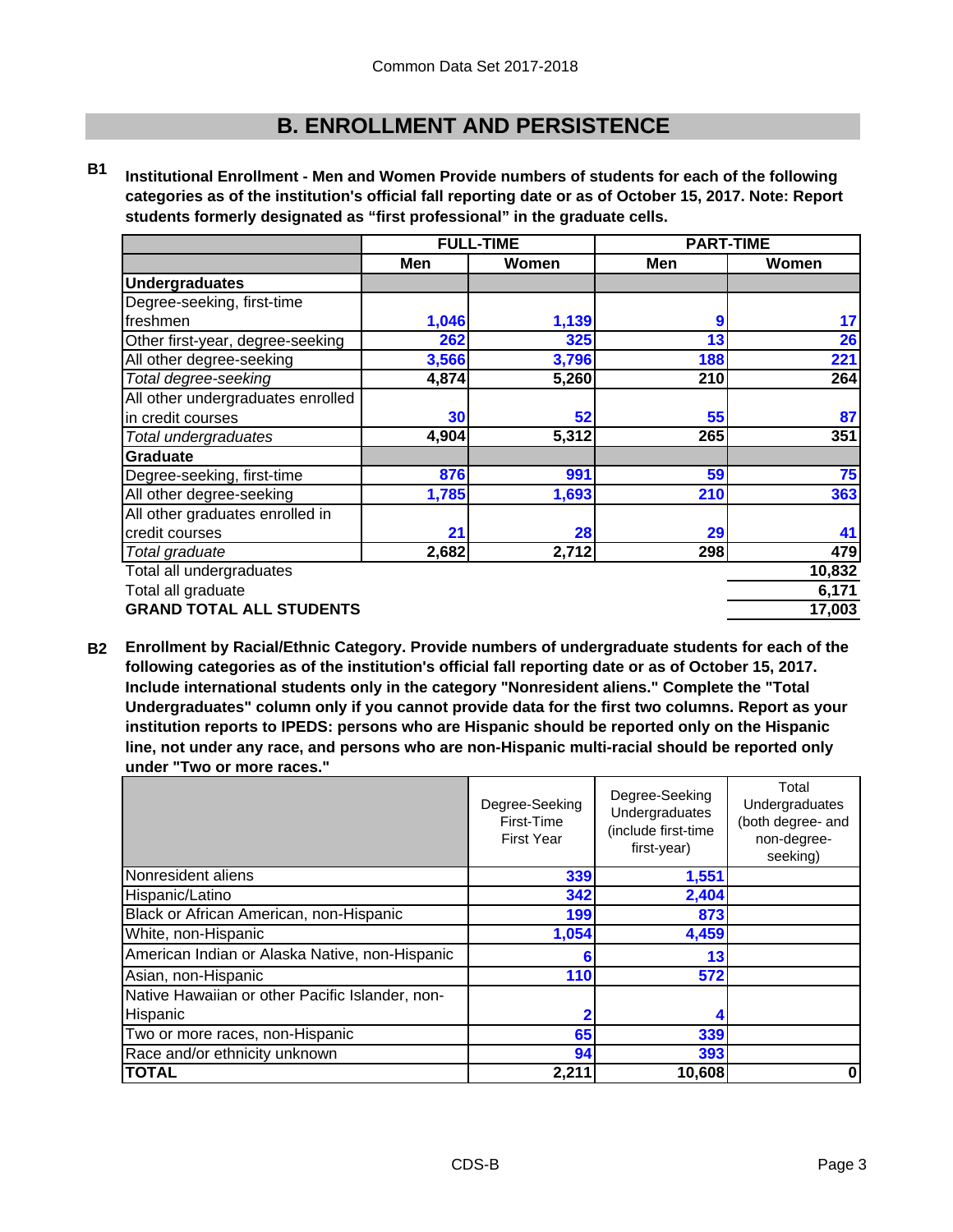## B. ENROLLMENT AND PERSISTENCE

**B1** **Institutional Enrollment - Men and Women Provide numbers of students for each of the following categories as of the institution's official fall reporting date or as of October 15, 2017. Note: Report students formerly designated as "first professional" in the graduate cells.**

| | FULL-TIME | | PART-TIME | |
|---|---|---|---|---|
| | Men | Women | Men | Women |
| **Undergraduates** | | | | |
| Degree-seeking, first-time freshmen | 1,046 | 1,139 | 9 | 17 |
| Other first-year, degree-seeking | 262 | 325 | 13 | 26 |
| All other degree-seeking | 3,566 | 3,796 | 188 | 221 |
| *Total degree-seeking* | 4,874 | 5,260 | 210 | 264 |
| All other undergraduates enrolled in credit courses | 30 | 52 | 55 | 87 |
| *Total undergraduates* | 4,904 | 5,312 | 265 | 351 |
| **Graduate** | | | | |
| Degree-seeking, first-time | 876 | 991 | 59 | 75 |
| All other degree-seeking | 1,785 | 1,693 | 210 | 363 |
| All other graduates enrolled in credit courses | 21 | 28 | 29 | 41 |
| *Total graduate* | 2,682 | 2,712 | 298 | 479 |
| Total all undergraduates | | | | 10,832 |
| Total all graduate | | | | 6,171 |
| **GRAND TOTAL ALL STUDENTS** | | | | 17,003 |

**B2** **Enrollment by Racial/Ethnic Category. Provide numbers of undergraduate students for each of the following categories as of the institution's official fall reporting date or as of October 15, 2017. Include international students only in the category "Nonresident aliens." Complete the "Total Undergraduates" column only if you cannot provide data for the first two columns. Report as your institution reports to IPEDS: persons who are Hispanic should be reported only on the Hispanic line, not under any race, and persons who are non-Hispanic multi-racial should be reported only under "Two or more races."**

| | Degree-Seeking First-Time First Year | Degree-Seeking Undergraduates (include first-time first-year) | Total Undergraduates (both degree- and non-degree-seeking) |
|---|---|---|---|
| Nonresident aliens | 339 | 1,551 | |
| Hispanic/Latino | 342 | 2,404 | |
| Black or African American, non-Hispanic | 199 | 873 | |
| White, non-Hispanic | 1,054 | 4,459 | |
| American Indian or Alaska Native, non-Hispanic | 6 | 13 | |
| Asian, non-Hispanic | 110 | 572 | |
| Native Hawaiian or other Pacific Islander, non-Hispanic | 2 | 4 | |
| Two or more races, non-Hispanic | 65 | 339 | |
| Race and/or ethnicity unknown | 94 | 393 | |
| **TOTAL** | 2,211 | 10,608 | 0 |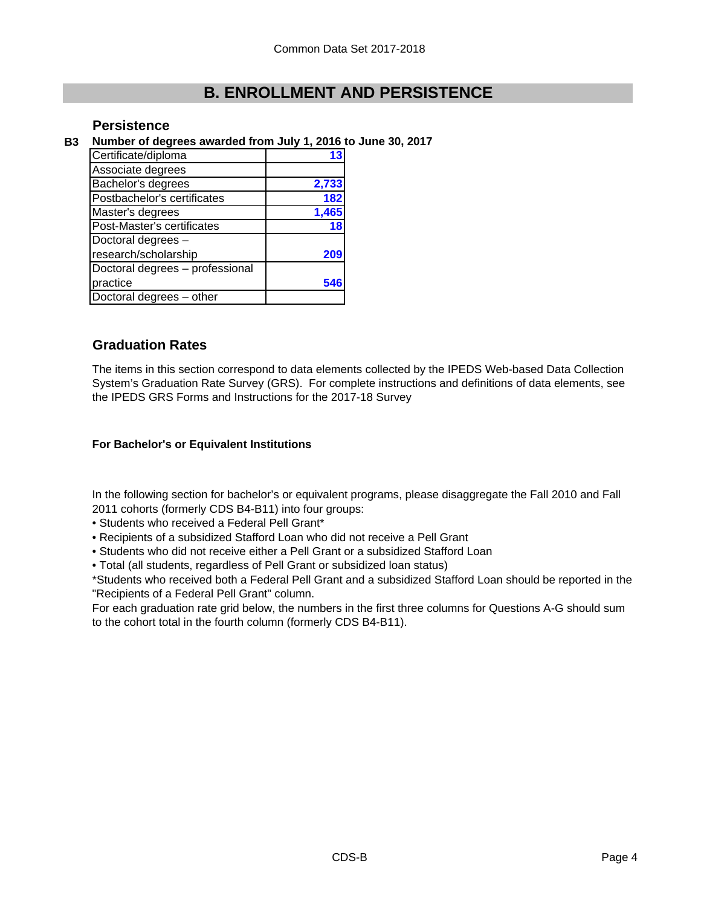Common Data Set 2017-2018

## B. ENROLLMENT AND PERSISTENCE

### Persistence

**B3 Number of degrees awarded from July 1, 2016 to June 30, 2017**

| Degree | Number |
|---|---|
| Certificate/diploma | 13 |
| Associate degrees | |
| Bachelor's degrees | 2,733 |
| Postbachelor's certificates | 182 |
| Master's degrees | 1,465 |
| Post-Master's certificates | 18 |
| Doctoral degrees – research/scholarship | 209 |
| Doctoral degrees – professional practice | 546 |
| Doctoral degrees – other | |

### Graduation Rates

The items in this section correspond to data elements collected by the IPEDS Web-based Data Collection System's Graduation Rate Survey (GRS). For complete instructions and definitions of data elements, see the IPEDS GRS Forms and Instructions for the 2017-18 Survey

**For Bachelor's or Equivalent Institutions**

In the following section for bachelor's or equivalent programs, please disaggregate the Fall 2010 and Fall 2011 cohorts (formerly CDS B4-B11) into four groups:

- Students who received a Federal Pell Grant*
- Recipients of a subsidized Stafford Loan who did not receive a Pell Grant
- Students who did not receive either a Pell Grant or a subsidized Stafford Loan
- Total (all students, regardless of Pell Grant or subsidized loan status)

*Students who received both a Federal Pell Grant and a subsidized Stafford Loan should be reported in the "Recipients of a Federal Pell Grant" column.

For each graduation rate grid below, the numbers in the first three columns for Questions A-G should sum to the cohort total in the fourth column (formerly CDS B4-B11).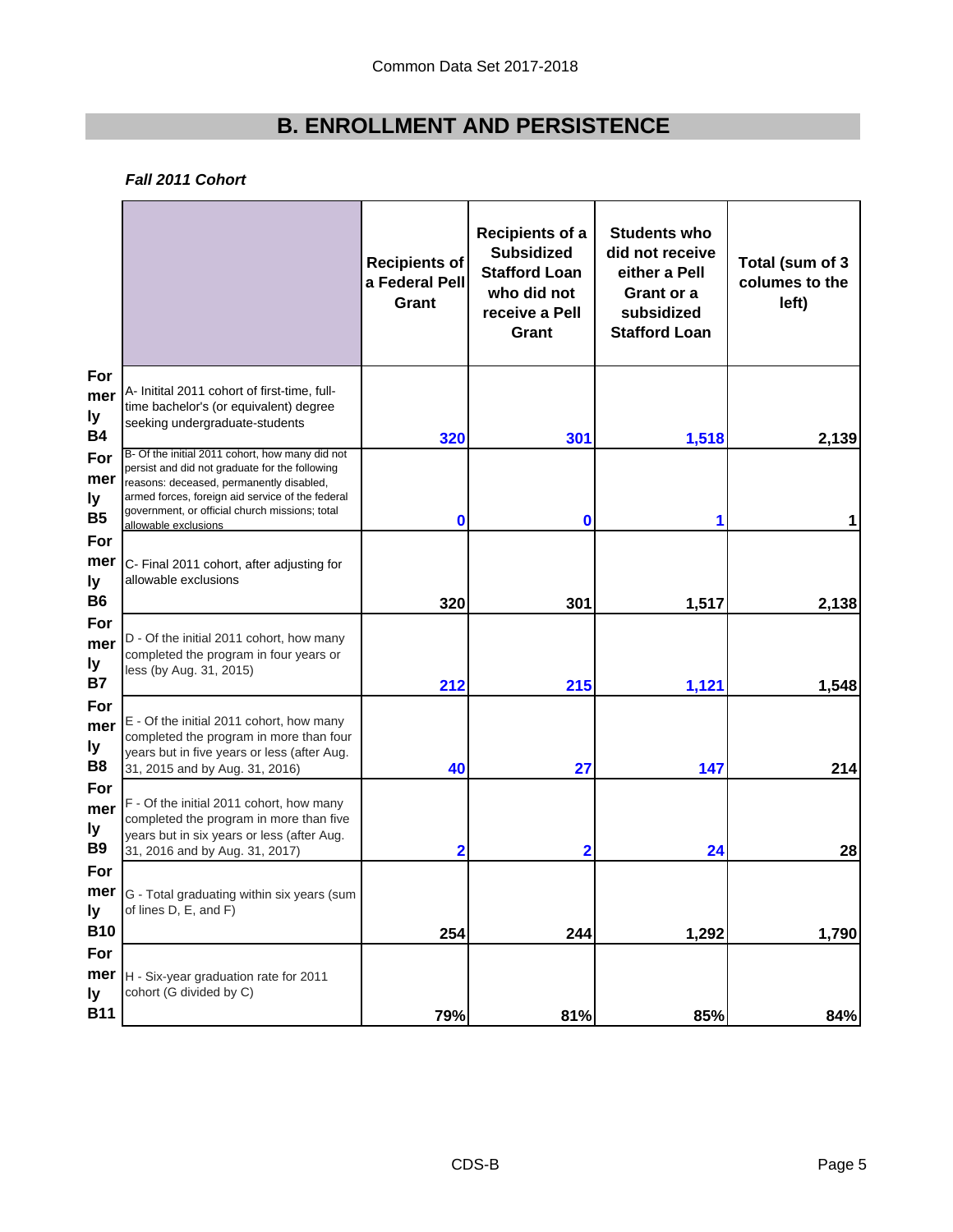# B. ENROLLMENT AND PERSISTENCE

***Fall 2011 Cohort***

| | | Recipients of a Federal Pell Grant | Recipients of a Subsidized Stafford Loan who did not receive a Pell Grant | Students who did not receive either a Pell Grant or a subsidized Stafford Loan | Total (sum of 3 columes to the left) |
|---|---|---|---|---|---|
| Formerly B4 | A- Initital 2011 cohort of first-time, full-time bachelor's (or equivalent) degree seeking undergraduate-students | 320 | 301 | 1,518 | 2,139 |
| Formerly B5 | B- Of the initial 2011 cohort, how many did not persist and did not graduate for the following reasons: deceased, permanently disabled, armed forces, foreign aid service of the federal government, or official church missions; total allowable exclusions | 0 | 0 | 1 | 1 |
| Formerly B6 | C- Final 2011 cohort, after adjusting for allowable exclusions | 320 | 301 | 1,517 | 2,138 |
| Formerly B7 | D - Of the initial 2011 cohort, how many completed the program in four years or less (by Aug. 31, 2015) | 212 | 215 | 1,121 | 1,548 |
| Formerly B8 | E - Of the initial 2011 cohort, how many completed the program in more than four years but in five years or less (after Aug. 31, 2015 and by Aug. 31, 2016) | 40 | 27 | 147 | 214 |
| Formerly B9 | F - Of the initial 2011 cohort, how many completed the program in more than five years but in six years or less (after Aug. 31, 2016 and by Aug. 31, 2017) | 2 | 2 | 24 | 28 |
| Formerly B10 | G - Total graduating within six years (sum of lines D, E, and F) | 254 | 244 | 1,292 | 1,790 |
| Formerly B11 | H - Six-year graduation rate for 2011 cohort (G divided by C) | 79% | 81% | 85% | 84% |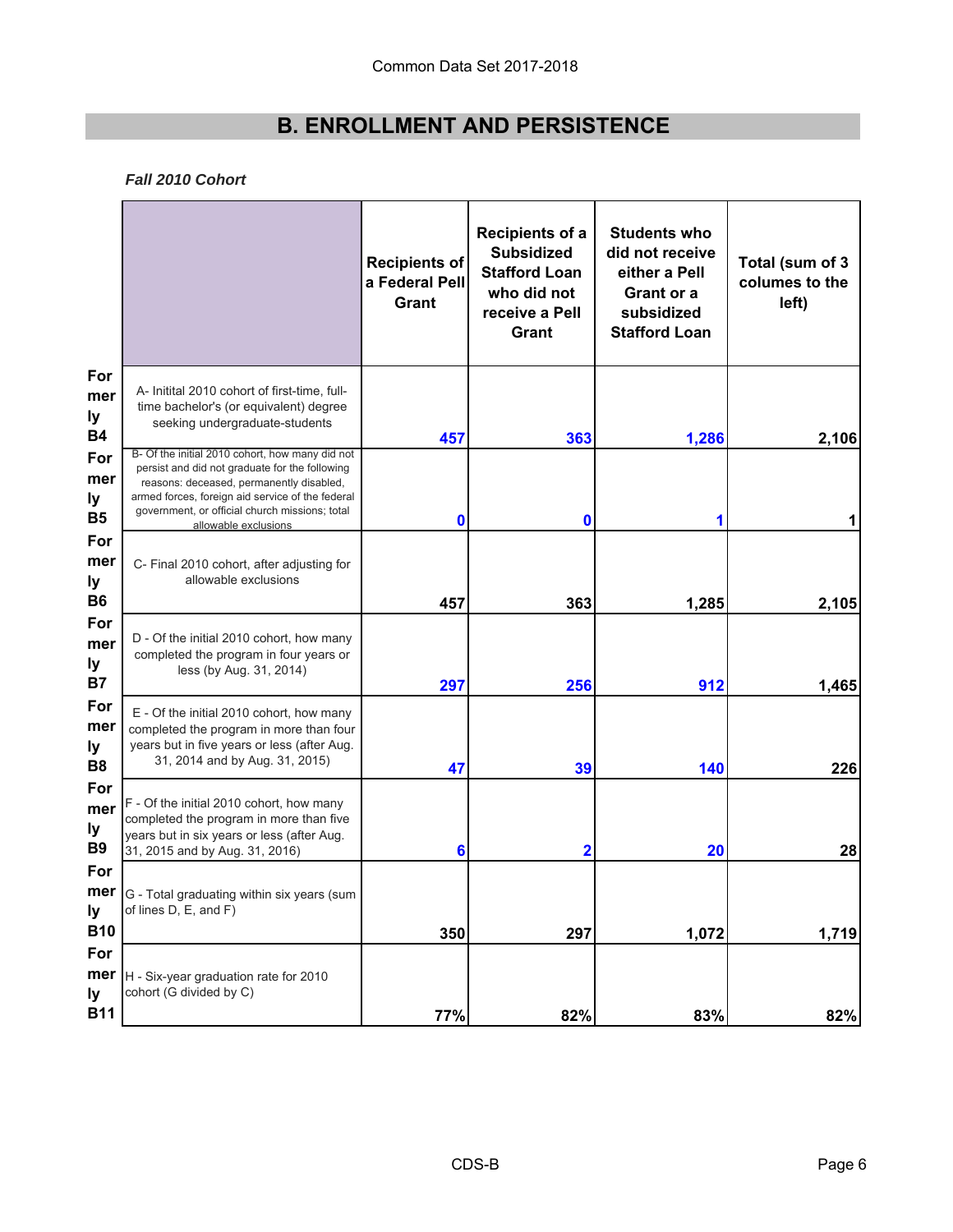Common Data Set 2017-2018

# B. ENROLLMENT AND PERSISTENCE

***Fall 2010 Cohort***

| | | Recipients of a Federal Pell Grant | Recipients of a Subsidized Stafford Loan who did not receive a Pell Grant | Students who did not receive either a Pell Grant or a subsidized Stafford Loan | Total (sum of 3 columes to the left) |
|---|---|---|---|---|---|
| Formerly B4 | A- Initital 2010 cohort of first-time, full-time bachelor's (or equivalent) degree seeking undergraduate-students | 457 | 363 | 1,286 | 2,106 |
| Formerly B5 | B- Of the initial 2010 cohort, how many did not persist and did not graduate for the following reasons: deceased, permanently disabled, armed forces, foreign aid service of the federal government, or official church missions; total allowable exclusions | 0 | 0 | 1 | 1 |
| Formerly B6 | C- Final 2010 cohort, after adjusting for allowable exclusions | 457 | 363 | 1,285 | 2,105 |
| Formerly B7 | D - Of the initial 2010 cohort, how many completed the program in four years or less (by Aug. 31, 2014) | 297 | 256 | 912 | 1,465 |
| Formerly B8 | E - Of the initial 2010 cohort, how many completed the program in more than four years but in five years or less (after Aug. 31, 2014 and by Aug. 31, 2015) | 47 | 39 | 140 | 226 |
| Formerly B9 | F - Of the initial 2010 cohort, how many completed the program in more than five years but in six years or less (after Aug. 31, 2015 and by Aug. 31, 2016) | 6 | 2 | 20 | 28 |
| Formerly B10 | G - Total graduating within six years (sum of lines D, E, and F) | 350 | 297 | 1,072 | 1,719 |
| Formerly B11 | H - Six-year graduation rate for 2010 cohort (G divided by C) | 77% | 82% | 83% | 82% |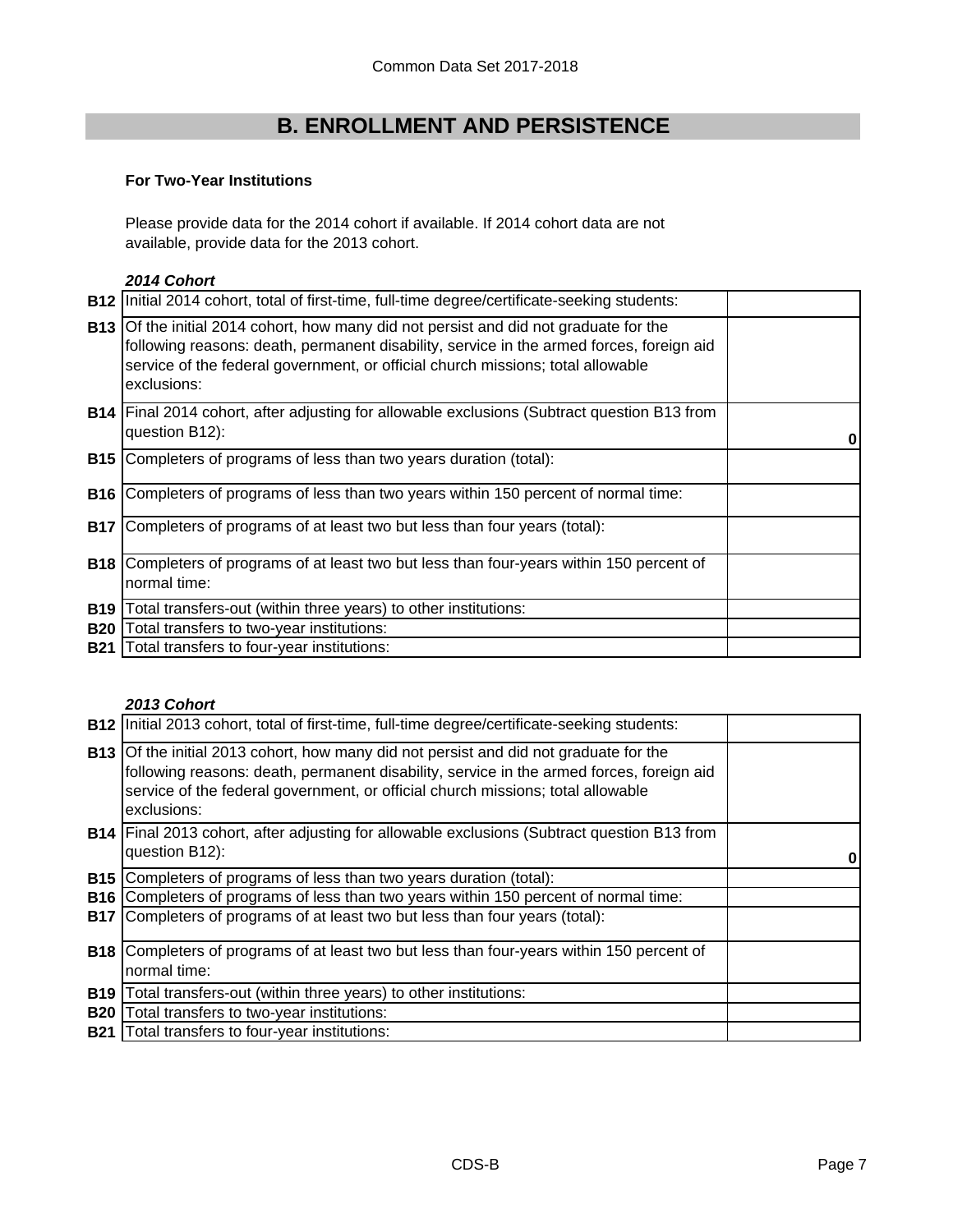## B. ENROLLMENT AND PERSISTENCE

**For Two-Year Institutions**

Please provide data for the 2014 cohort if available. If 2014 cohort data are not available, provide data for the 2013 cohort.

***2014 Cohort***

| | | |
|---|---|---|
| **B12** | Initial 2014 cohort, total of first-time, full-time degree/certificate-seeking students: | |
| **B13** | Of the initial 2014 cohort, how many did not persist and did not graduate for the following reasons: death, permanent disability, service in the armed forces, foreign aid service of the federal government, or official church missions; total allowable exclusions: | |
| **B14** | Final 2014 cohort, after adjusting for allowable exclusions (Subtract question B13 from question B12): | **0** |
| **B15** | Completers of programs of less than two years duration (total): | |
| **B16** | Completers of programs of less than two years within 150 percent of normal time: | |
| **B17** | Completers of programs of at least two but less than four years (total): | |
| **B18** | Completers of programs of at least two but less than four-years within 150 percent of normal time: | |
| **B19** | Total transfers-out (within three years) to other institutions: | |
| **B20** | Total transfers to two-year institutions: | |
| **B21** | Total transfers to four-year institutions: | |

***2013 Cohort***

| | | |
|---|---|---|
| **B12** | Initial 2013 cohort, total of first-time, full-time degree/certificate-seeking students: | |
| **B13** | Of the initial 2013 cohort, how many did not persist and did not graduate for the following reasons: death, permanent disability, service in the armed forces, foreign aid service of the federal government, or official church missions; total allowable exclusions: | |
| **B14** | Final 2013 cohort, after adjusting for allowable exclusions (Subtract question B13 from question B12): | **0** |
| **B15** | Completers of programs of less than two years duration (total): | |
| **B16** | Completers of programs of less than two years within 150 percent of normal time: | |
| **B17** | Completers of programs of at least two but less than four years (total): | |
| **B18** | Completers of programs of at least two but less than four-years within 150 percent of normal time: | |
| **B19** | Total transfers-out (within three years) to other institutions: | |
| **B20** | Total transfers to two-year institutions: | |
| **B21** | Total transfers to four-year institutions: | |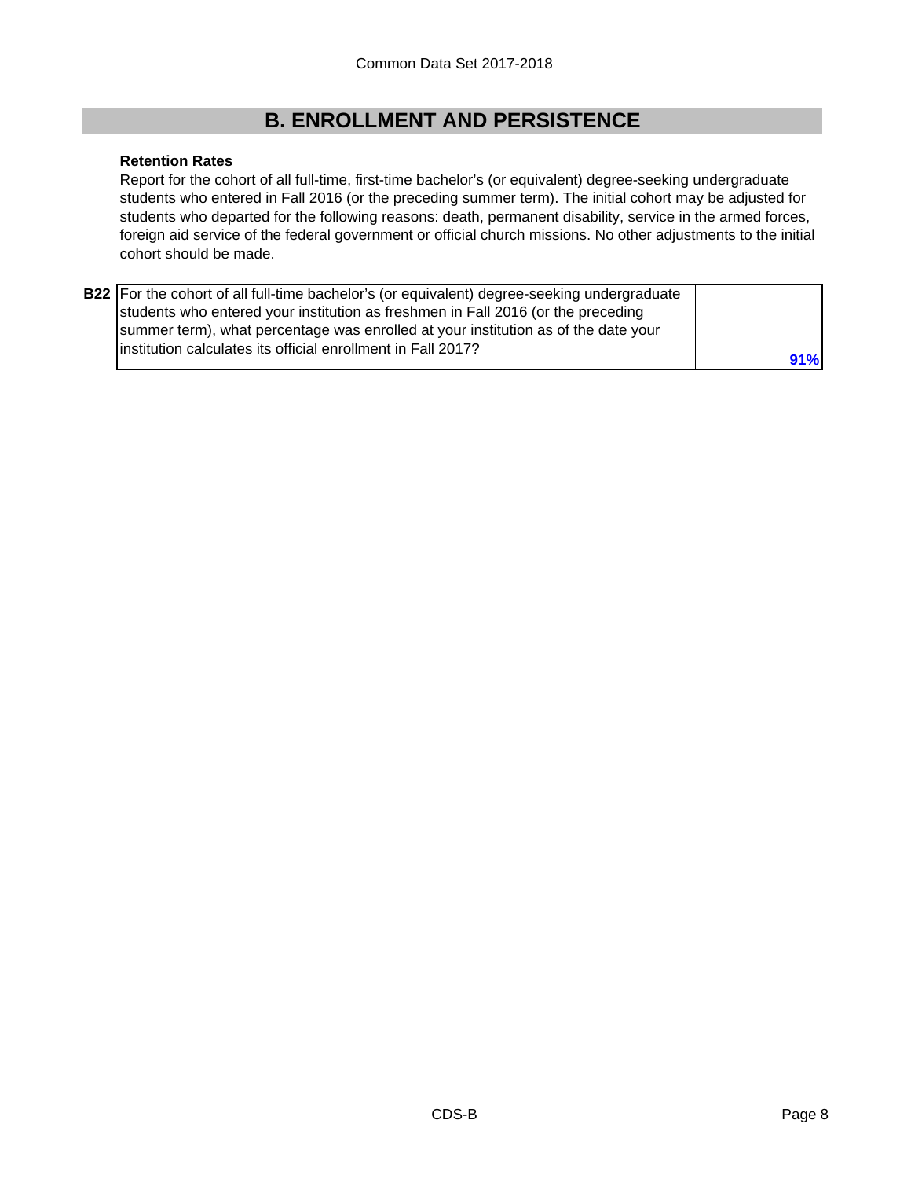## B. ENROLLMENT AND PERSISTENCE

**Retention Rates**

Report for the cohort of all full-time, first-time bachelor's (or equivalent) degree-seeking undergraduate students who entered in Fall 2016 (or the preceding summer term). The initial cohort may be adjusted for students who departed for the following reasons: death, permanent disability, service in the armed forces, foreign aid service of the federal government or official church missions. No other adjustments to the initial cohort should be made.

| | | |
|---|---|---|
| **B22** | For the cohort of all full-time bachelor's (or equivalent) degree-seeking undergraduate students who entered your institution as freshmen in Fall 2016 (or the preceding summer term), what percentage was enrolled at your institution as of the date your institution calculates its official enrollment in Fall 2017? | 91% |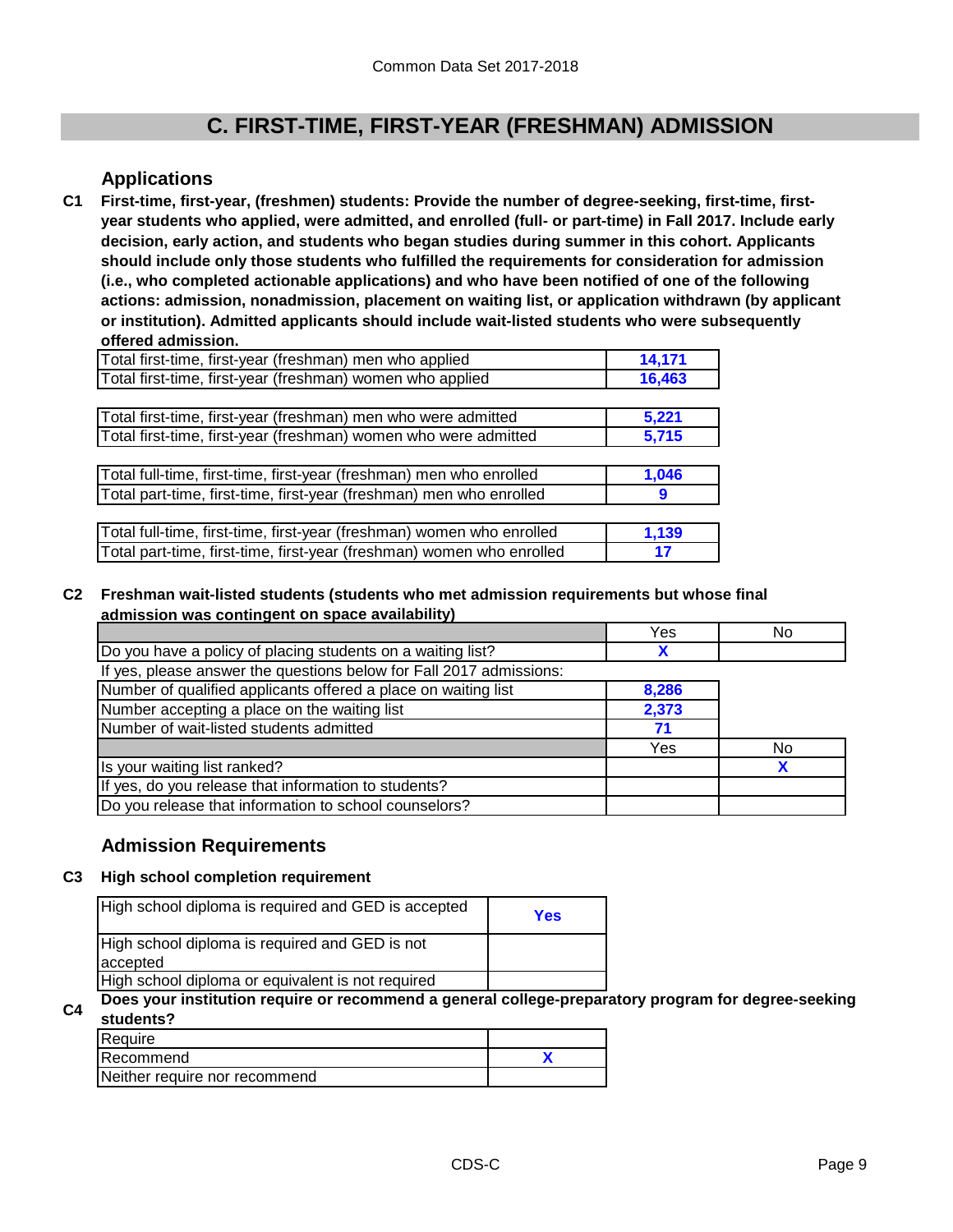# C. FIRST-TIME, FIRST-YEAR (FRESHMAN) ADMISSION

## Applications

**C1 First-time, first-year, (freshmen) students: Provide the number of degree-seeking, first-time, first-year students who applied, were admitted, and enrolled (full- or part-time) in Fall 2017. Include early decision, early action, and students who began studies during summer in this cohort. Applicants should include only those students who fulfilled the requirements for consideration for admission (i.e., who completed actionable applications) and who have been notified of one of the following actions: admission, nonadmission, placement on waiting list, or application withdrawn (by applicant or institution). Admitted applicants should include wait-listed students who were subsequently offered admission.**

| | |
|---|---|
| Total first-time, first-year (freshman) men who applied | 14,171 |
| Total first-time, first-year (freshman) women who applied | 16,463 |

| | |
|---|---|
| Total first-time, first-year (freshman) men who were admitted | 5,221 |
| Total first-time, first-year (freshman) women who were admitted | 5,715 |

| | |
|---|---|
| Total full-time, first-time, first-year (freshman) men who enrolled | 1,046 |
| Total part-time, first-time, first-year (freshman) men who enrolled | 9 |

| | |
|---|---|
| Total full-time, first-time, first-year (freshman) women who enrolled | 1,139 |
| Total part-time, first-time, first-year (freshman) women who enrolled | 17 |

**C2 Freshman wait-listed students (students who met admission requirements but whose final admission was contingent on space availability)**

| | Yes | No |
|---|---|---|
| Do you have a policy of placing students on a waiting list? | X | |
| If yes, please answer the questions below for Fall 2017 admissions: | | |
| Number of qualified applicants offered a place on waiting list | 8,286 | |
| Number accepting a place on the waiting list | 2,373 | |
| Number of wait-listed students admitted | 71 | |
| | Yes | No |
| Is your waiting list ranked? | | X |
| If yes, do you release that information to students? | | |
| Do you release that information to school counselors? | | |

## Admission Requirements

**C3 High school completion requirement**

| | |
|---|---|
| High school diploma is required and GED is accepted | Yes |
| High school diploma is required and GED is not accepted | |
| High school diploma or equivalent is not required | |

**C4 Does your institution require or recommend a general college-preparatory program for degree-seeking students?**

| | |
|---|---|
| Require | |
| Recommend | X |
| Neither require nor recommend | |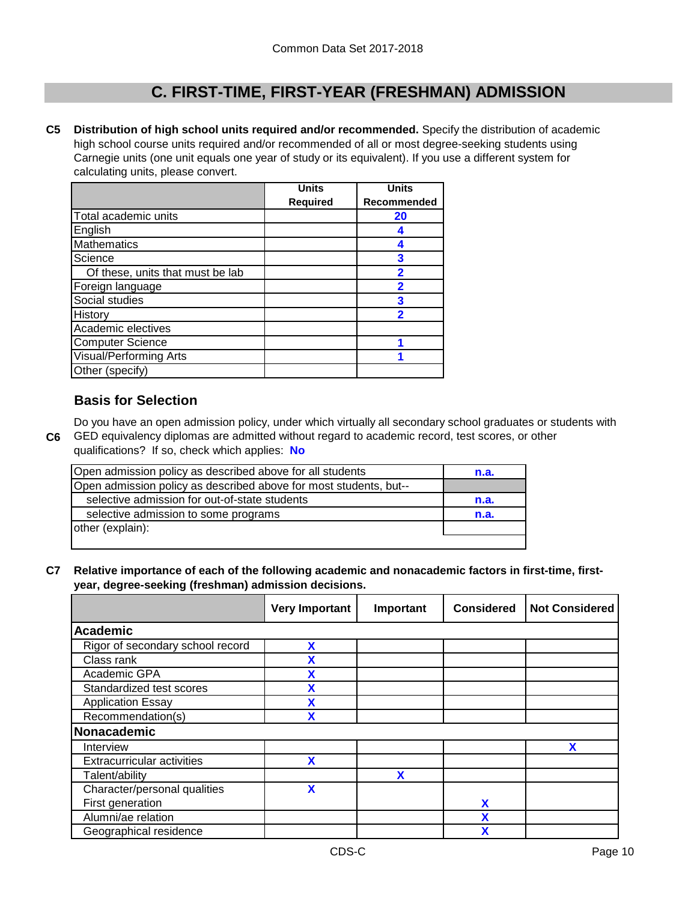Common Data Set 2017-2018

## C. FIRST-TIME, FIRST-YEAR (FRESHMAN) ADMISSION

**C5 Distribution of high school units required and/or recommended.** Specify the distribution of academic high school course units required and/or recommended of all or most degree-seeking students using Carnegie units (one unit equals one year of study or its equivalent). If you use a different system for calculating units, please convert.

| | Units Required | Units Recommended |
|---|---|---|
| Total academic units | | 20 |
| English | | 4 |
| Mathematics | | 4 |
| Science | | 3 |
| Of these, units that must be lab | | 2 |
| Foreign language | | 2 |
| Social studies | | 3 |
| History | | 2 |
| Academic electives | | |
| Computer Science | | 1 |
| Visual/Performing Arts | | 1 |
| Other (specify) | | |

### Basis for Selection

**C6** Do you have an open admission policy, under which virtually all secondary school graduates or students with GED equivalency diplomas are admitted without regard to academic record, test scores, or other qualifications? If so, check which applies: **No**

| | |
|---|---|
| Open admission policy as described above for all students | n.a. |
| Open admission policy as described above for most students, but-- | |
| selective admission for out-of-state students | n.a. |
| selective admission to some programs | n.a. |
| other (explain): | |

**C7 Relative importance of each of the following academic and nonacademic factors in first-time, first-year, degree-seeking (freshman) admission decisions.**

| | Very Important | Important | Considered | Not Considered |
|---|---|---|---|---|
| **Academic** | | | | |
| Rigor of secondary school record | X | | | |
| Class rank | X | | | |
| Academic GPA | X | | | |
| Standardized test scores | X | | | |
| Application Essay | X | | | |
| Recommendation(s) | X | | | |
| **Nonacademic** | | | | |
| Interview | | | | X |
| Extracurricular activities | X | | | |
| Talent/ability | | X | | |
| Character/personal qualities | X | | | |
| First generation | | | X | |
| Alumni/ae relation | | | X | |
| Geographical residence | | | X | |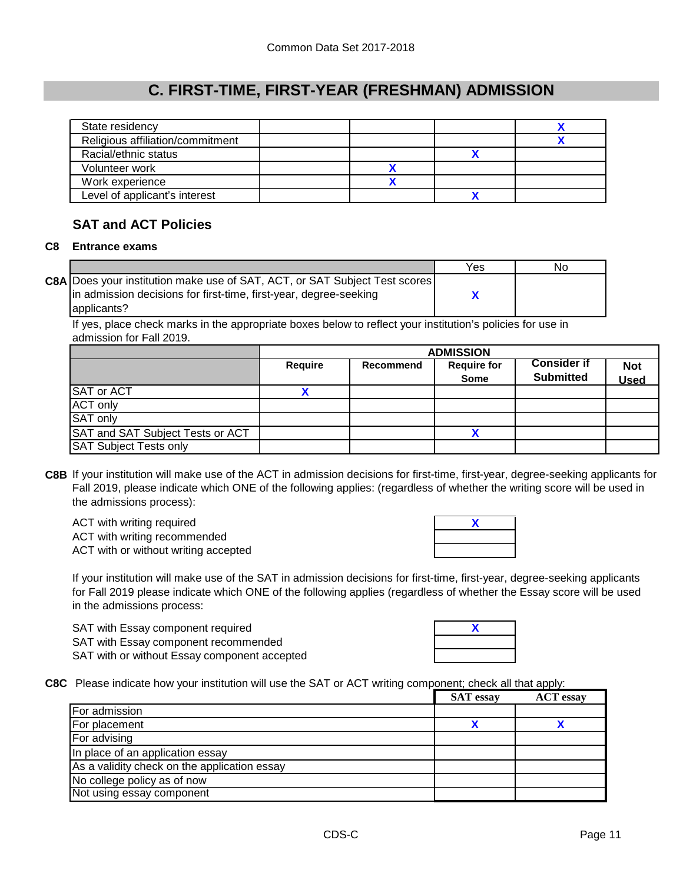Common Data Set 2017-2018

# C. FIRST-TIME, FIRST-YEAR (FRESHMAN) ADMISSION

| | | | | |
|---|---|---|---|---|
| State residency | | | | X |
| Religious affiliation/commitment | | | | X |
| Racial/ethnic status | | | X | |
| Volunteer work | | X | | |
| Work experience | | X | | |
| Level of applicant's interest | | | X | |

## SAT and ACT Policies

**C8 Entrance exams**

| | | Yes | No |
|---|---|---|---|
| C8A | Does your institution make use of SAT, ACT, or SAT Subject Test scores in admission decisions for first-time, first-year, degree-seeking applicants? | X | |

If yes, place check marks in the appropriate boxes below to reflect your institution's policies for use in admission for Fall 2019.

| | ADMISSION | | | | |
|---|---|---|---|---|---|
| | Require | Recommend | Require for Some | Consider if Submitted | Not Used |
| SAT or ACT | X | | | | |
| ACT only | | | | | |
| SAT only | | | | | |
| SAT and SAT Subject Tests or ACT | | | X | | |
| SAT Subject Tests only | | | | | |

**C8B** If your institution will make use of the ACT in admission decisions for first-time, first-year, degree-seeking applicants for Fall 2019, please indicate which ONE of the following applies: (regardless of whether the writing score will be used in the admissions process):

| | |
|---|---|
| ACT with writing required | X |
| ACT with writing recommended | |
| ACT with or without writing accepted | |

If your institution will make use of the SAT in admission decisions for first-time, first-year, degree-seeking applicants for Fall 2019 please indicate which ONE of the following applies (regardless of whether the Essay score will be used in the admissions process:

| | |
|---|---|
| SAT with Essay component required | X |
| SAT with Essay component recommended | |
| SAT with or without Essay component accepted | |

**C8C** Please indicate how your institution will use the SAT or ACT writing component; check all that apply:

| | SAT essay | ACT essay |
|---|---|---|
| For admission | | |
| For placement | X | X |
| For advising | | |
| In place of an application essay | | |
| As a validity check on the application essay | | |
| No college policy as of now | | |
| Not using essay component | | |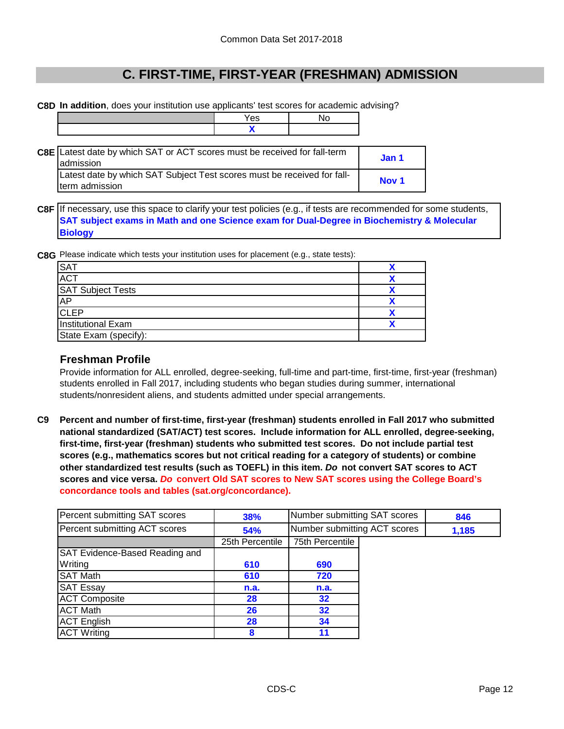## C. FIRST-TIME, FIRST-YEAR (FRESHMAN) ADMISSION

**C8D** **In addition**, does your institution use applicants' test scores for academic advising?

| | Yes | No |
|---|---|---|
| | X | |

**C8E**

| | |
|---|---|
| Latest date by which SAT or ACT scores must be received for fall-term admission | Jan 1 |
| Latest date by which SAT Subject Test scores must be received for fall-term admission | Nov 1 |

**C8F** If necessary, use this space to clarify your test policies (e.g., if tests are recommended for some students,
**SAT subject exams in Math and one Science exam for Dual-Degree in Biochemistry & Molecular Biology**

**C8G** Please indicate which tests your institution uses for placement (e.g., state tests):

| | |
|---|---|
| SAT | X |
| ACT | X |
| SAT Subject Tests | X |
| AP | X |
| CLEP | X |
| Institutional Exam | X |
| State Exam (specify): | |

### Freshman Profile

Provide information for ALL enrolled, degree-seeking, full-time and part-time, first-time, first-year (freshman) students enrolled in Fall 2017, including students who began studies during summer, international students/nonresident aliens, and students admitted under special arrangements.

**C9** **Percent and number of first-time, first-year (freshman) students enrolled in Fall 2017 who submitted national standardized (SAT/ACT) test scores. Include information for ALL enrolled, degree-seeking, first-time, first-year (freshman) students who submitted test scores. Do not include partial test scores (e.g., mathematics scores but not critical reading for a category of students) or combine other standardized test results (such as TOEFL) in this item. *Do* not convert SAT scores to ACT scores and vice versa. *Do* convert Old SAT scores to New SAT scores using the College Board's concordance tools and tables (sat.org/concordance).**

| | | | |
|---|---|---|---|
| Percent submitting SAT scores | 38% | Number submitting SAT scores | 846 |
| Percent submitting ACT scores | 54% | Number submitting ACT scores | 1,185 |

| | 25th Percentile | 75th Percentile |
|---|---|---|
| SAT Evidence-Based Reading and Writing | 610 | 690 |
| SAT Math | 610 | 720 |
| SAT Essay | n.a. | n.a. |
| ACT Composite | 28 | 32 |
| ACT Math | 26 | 32 |
| ACT English | 28 | 34 |
| ACT Writing | 8 | 11 |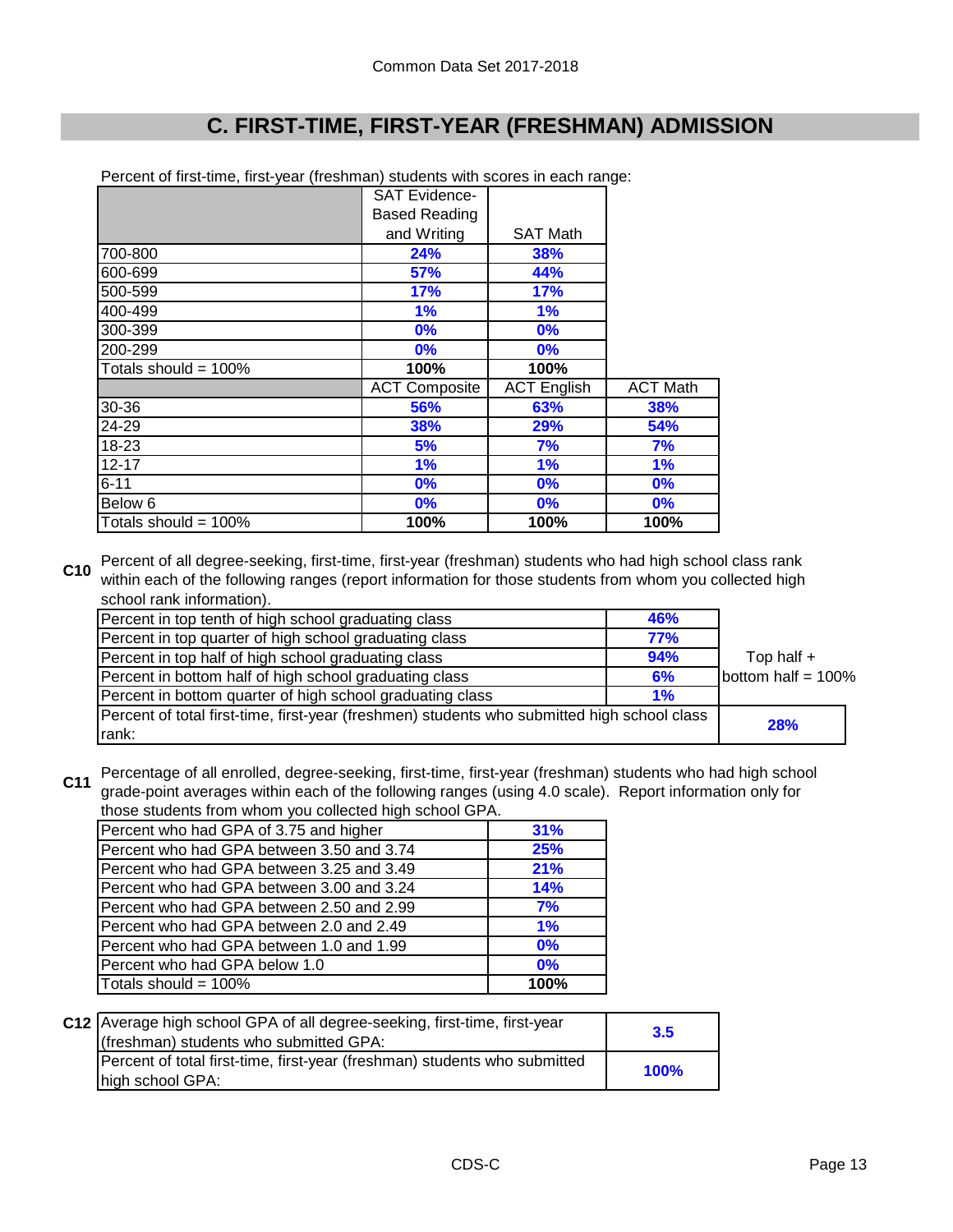## C. FIRST-TIME, FIRST-YEAR (FRESHMAN) ADMISSION

Percent of first-time, first-year (freshman) students with scores in each range:

| | SAT Evidence-Based Reading and Writing | SAT Math |
|---|---|---|
| 700-800 | 24% | 38% |
| 600-699 | 57% | 44% |
| 500-599 | 17% | 17% |
| 400-499 | 1% | 1% |
| 300-399 | 0% | 0% |
| 200-299 | 0% | 0% |
| Totals should = 100% | 100% | 100% |

| | ACT Composite | ACT English | ACT Math |
|---|---|---|---|
| 30-36 | 56% | 63% | 38% |
| 24-29 | 38% | 29% | 54% |
| 18-23 | 5% | 7% | 7% |
| 12-17 | 1% | 1% | 1% |
| 6-11 | 0% | 0% | 0% |
| Below 6 | 0% | 0% | 0% |
| Totals should = 100% | 100% | 100% | 100% |

**C10** Percent of all degree-seeking, first-time, first-year (freshman) students who had high school class rank within each of the following ranges (report information for those students from whom you collected high school rank information).

| | | |
|---|---|---|
| Percent in top tenth of high school graduating class | 46% | |
| Percent in top quarter of high school graduating class | 77% | |
| Percent in top half of high school graduating class | 94% | Top half + bottom half = 100% |
| Percent in bottom half of high school graduating class | 6% | |
| Percent in bottom quarter of high school graduating class | 1% | |
| Percent of total first-time, first-year (freshmen) students who submitted high school class rank: | | 28% |

**C11** Percentage of all enrolled, degree-seeking, first-time, first-year (freshman) students who had high school grade-point averages within each of the following ranges (using 4.0 scale). Report information only for those students from whom you collected high school GPA.

| | |
|---|---|
| Percent who had GPA of 3.75 and higher | 31% |
| Percent who had GPA between 3.50 and 3.74 | 25% |
| Percent who had GPA between 3.25 and 3.49 | 21% |
| Percent who had GPA between 3.00 and 3.24 | 14% |
| Percent who had GPA between 2.50 and 2.99 | 7% |
| Percent who had GPA between 2.0 and 2.49 | 1% |
| Percent who had GPA between 1.0 and 1.99 | 0% |
| Percent who had GPA below 1.0 | 0% |
| Totals should = 100% | 100% |

**C12**

| | |
|---|---|
| Average high school GPA of all degree-seeking, first-time, first-year (freshman) students who submitted GPA: | 3.5 |
| Percent of total first-time, first-year (freshman) students who submitted high school GPA: | 100% |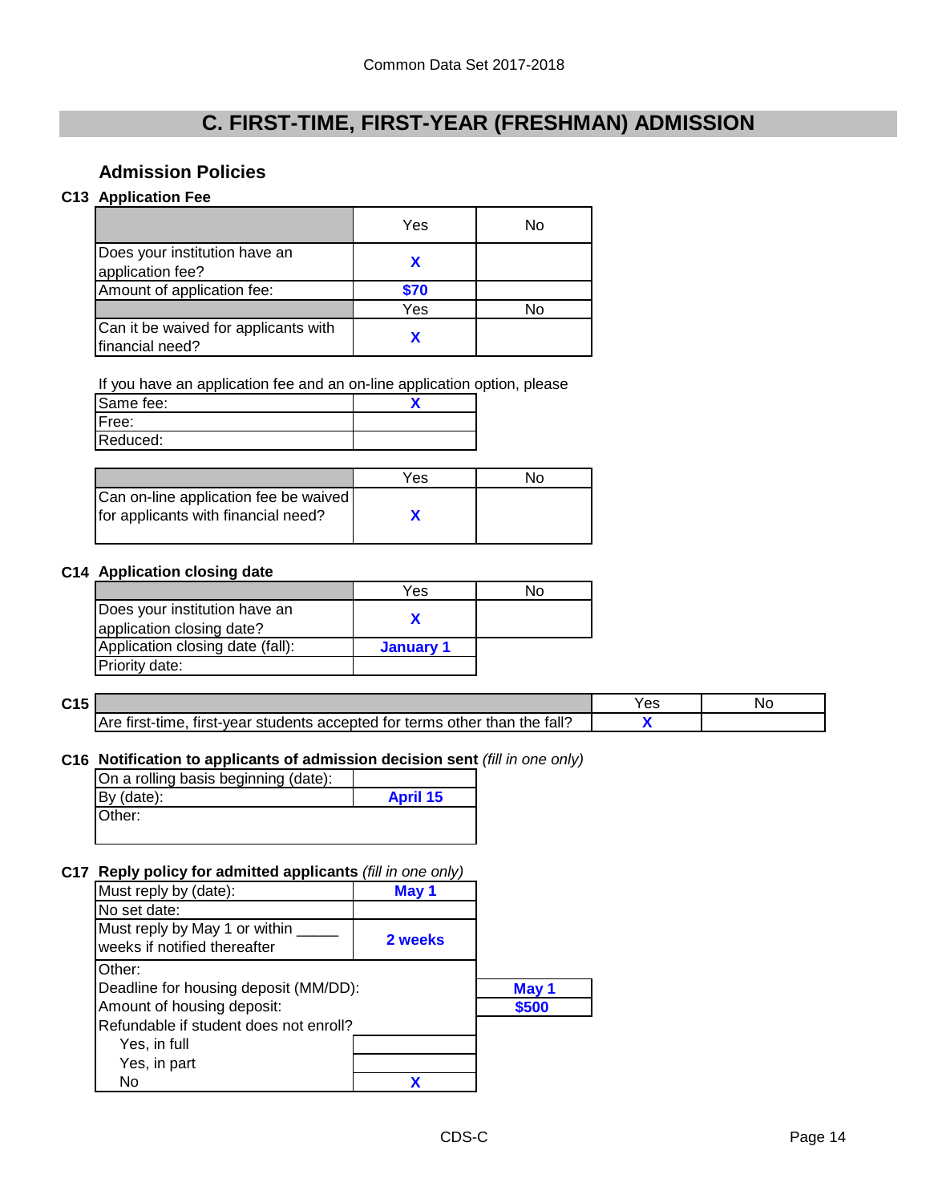Common Data Set 2017-2018

# C. FIRST-TIME, FIRST-YEAR (FRESHMAN) ADMISSION

## Admission Policies

### C13 Application Fee

| | Yes | No |
|---|---|---|
| Does your institution have an application fee? | X | |
| Amount of application fee: | $70 | |
| | Yes | No |
| Can it be waived for applicants with financial need? | X | |

If you have an application fee and an on-line application option, please

| | |
|---|---|
| Same fee: | X |
| Free: | |
| Reduced: | |

| | Yes | No |
|---|---|---|
| Can on-line application fee be waived for applicants with financial need? | X | |

### C14 Application closing date

| | Yes | No |
|---|---|---|
| Does your institution have an application closing date? | X | |
| Application closing date (fall): | January 1 | |
| Priority date: | | |

### C15

| | Yes | No |
|---|---|---|
| Are first-time, first-year students accepted for terms other than the fall? | X | |

### C16 Notification to applicants of admission decision sent *(fill in one only)*

| | |
|---|---|
| On a rolling basis beginning (date): | |
| By (date): | April 15 |
| Other: | |

### C17 Reply policy for admitted applicants *(fill in one only)*

| | | |
|---|---|---|
| Must reply by (date): | May 1 | |
| No set date: | | |
| Must reply by May 1 or within _____ weeks if notified thereafter | 2 weeks | |
| Other: | | |
| Deadline for housing deposit (MM/DD): | | May 1 |
| Amount of housing deposit: | | $500 |
| Refundable if student does not enroll? | | |
| Yes, in full | | |
| Yes, in part | | |
| No | X | |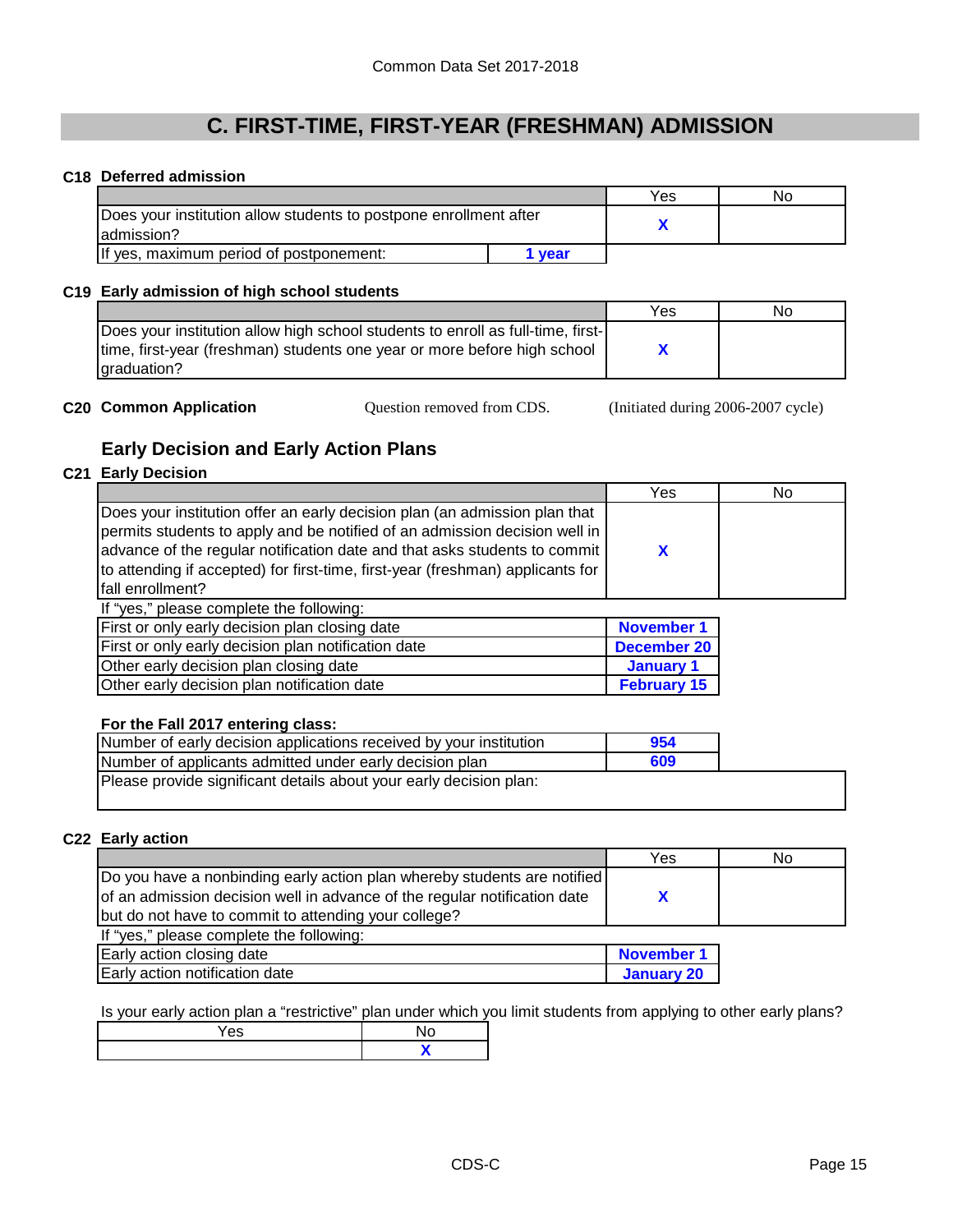Common Data Set 2017-2018

# C. FIRST-TIME, FIRST-YEAR (FRESHMAN) ADMISSION

**C18 Deferred admission**

| | Yes | No |
|---|---|---|
| Does your institution allow students to postpone enrollment after admission? | X | |
| If yes, maximum period of postponement: **1 year** | | |

**C19 Early admission of high school students**

| | Yes | No |
|---|---|---|
| Does your institution allow high school students to enroll as full-time, first-time, first-year (freshman) students one year or more before high school graduation? | X | |

**C20 Common Application** Question removed from CDS. (Initiated during 2006-2007 cycle)

## Early Decision and Early Action Plans

**C21 Early Decision**

| | Yes | No |
|---|---|---|
| Does your institution offer an early decision plan (an admission plan that permits students to apply and be notified of an admission decision well in advance of the regular notification date and that asks students to commit to attending if accepted) for first-time, first-year (freshman) applicants for fall enrollment? | X | |

If "yes," please complete the following:

| | |
|---|---|
| First or only early decision plan closing date | November 1 |
| First or only early decision plan notification date | December 20 |
| Other early decision plan closing date | January 1 |
| Other early decision plan notification date | February 15 |

**For the Fall 2017 entering class:**

| | |
|---|---|
| Number of early decision applications received by your institution | 954 |
| Number of applicants admitted under early decision plan | 609 |

Please provide significant details about your early decision plan:

**C22 Early action**

| | Yes | No |
|---|---|---|
| Do you have a nonbinding early action plan whereby students are notified of an admission decision well in advance of the regular notification date but do not have to commit to attending your college? | X | |

If "yes," please complete the following:

| | |
|---|---|
| Early action closing date | November 1 |
| Early action notification date | January 20 |

Is your early action plan a "restrictive" plan under which you limit students from applying to other early plans?

| Yes | No |
|---|---|
| | X |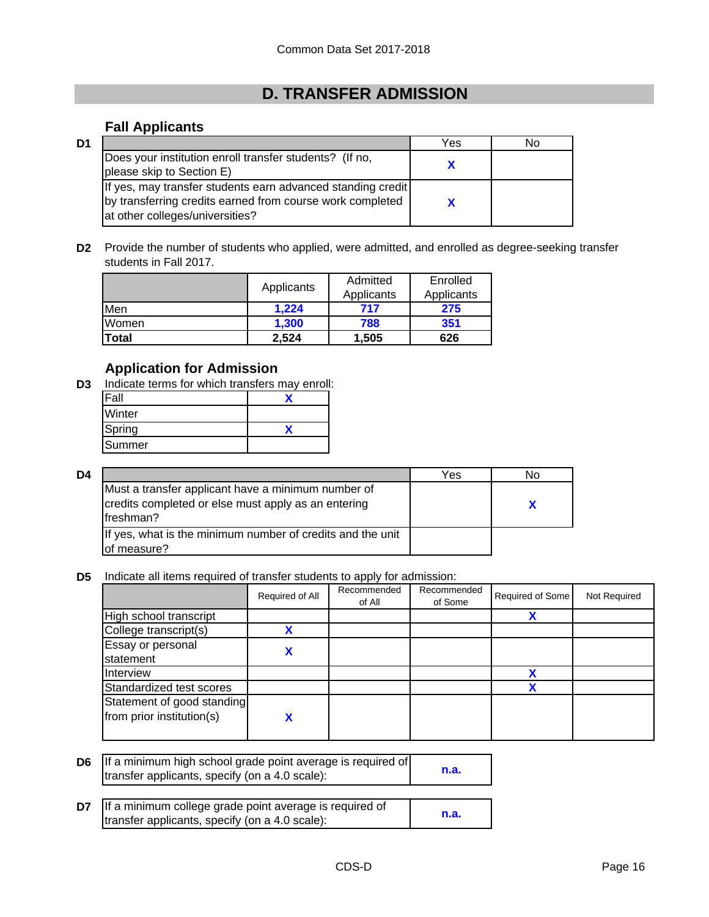# D. TRANSFER ADMISSION

### Fall Applicants

**D1**

| | Yes | No |
|---|---|---|
| Does your institution enroll transfer students? (If no, please skip to Section E) | X | |
| If yes, may transfer students earn advanced standing credit by transferring credits earned from course work completed at other colleges/universities? | X | |

**D2** Provide the number of students who applied, were admitted, and enrolled as degree-seeking transfer students in Fall 2017.

| | Applicants | Admitted Applicants | Enrolled Applicants |
|---|---|---|---|
| Men | 1,224 | 717 | 275 |
| Women | 1,300 | 788 | 351 |
| **Total** | **2,524** | **1,505** | **626** |

### Application for Admission

**D3** Indicate terms for which transfers may enroll:

| | |
|---|---|
| Fall | X |
| Winter | |
| Spring | X |
| Summer | |

**D4**

| | Yes | No |
|---|---|---|
| Must a transfer applicant have a minimum number of credits completed or else must apply as an entering freshman? | | X |
| If yes, what is the minimum number of credits and the unit of measure? | | |

**D5** Indicate all items required of transfer students to apply for admission:

| | Required of All | Recommended of All | Recommended of Some | Required of Some | Not Required |
|---|---|---|---|---|---|
| High school transcript | | | | X | |
| College transcript(s) | X | | | | |
| Essay or personal statement | X | | | | |
| Interview | | | | X | |
| Standardized test scores | | | | X | |
| Statement of good standing from prior institution(s) | X | | | | |

**D6**

| | |
|---|---|
| If a minimum high school grade point average is required of transfer applicants, specify (on a 4.0 scale): | n.a. |

**D7**

| | |
|---|---|
| If a minimum college grade point average is required of transfer applicants, specify (on a 4.0 scale): | n.a. |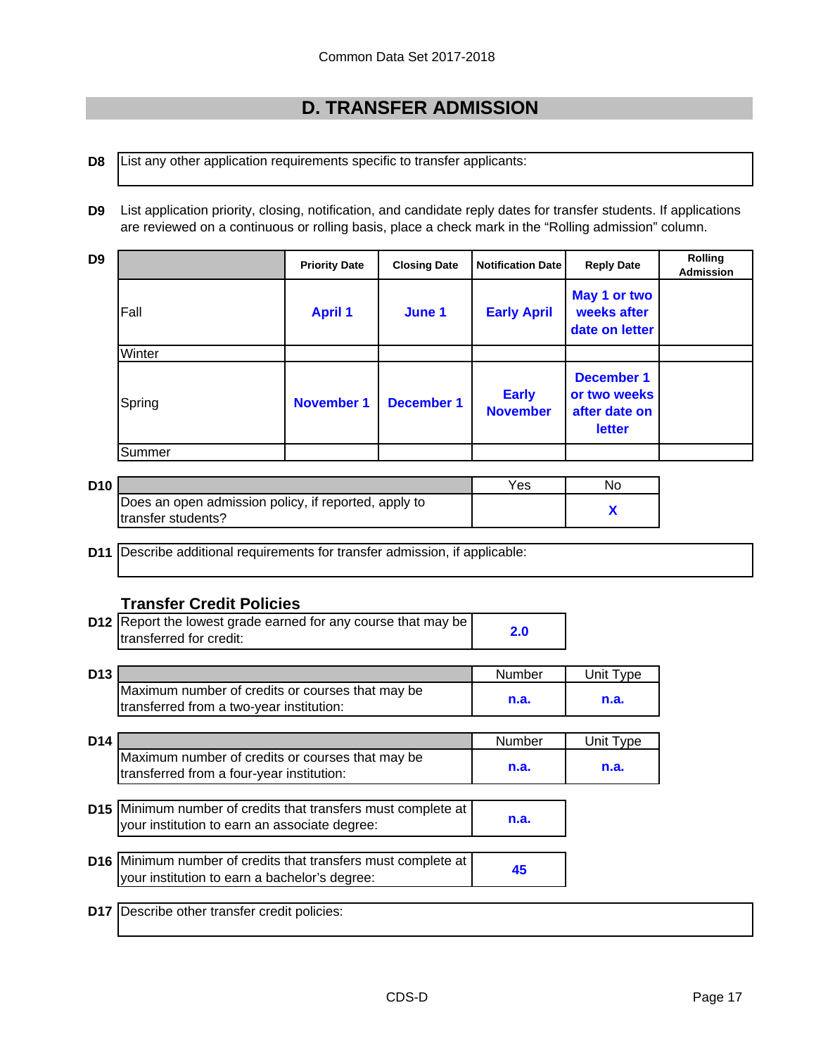Common Data Set 2017-2018

# D. TRANSFER ADMISSION

**D8** List any other application requirements specific to transfer applicants:

**D9** List application priority, closing, notification, and candidate reply dates for transfer students. If applications are reviewed on a continuous or rolling basis, place a check mark in the "Rolling admission" column.

**D9**

| | Priority Date | Closing Date | Notification Date | Reply Date | Rolling Admission |
|---|---|---|---|---|---|
| Fall | April 1 | June 1 | Early April | May 1 or two weeks after date on letter | |
| Winter | | | | | |
| Spring | November 1 | December 1 | Early November | December 1 or two weeks after date on letter | |
| Summer | | | | | |

**D10**

| | Yes | No |
|---|---|---|
| Does an open admission policy, if reported, apply to transfer students? | | X |

**D11** Describe additional requirements for transfer admission, if applicable:

## Transfer Credit Policies

**D12**

| Report the lowest grade earned for any course that may be transferred for credit: | 2.0 |
|---|---|

**D13**

| | Number | Unit Type |
|---|---|---|
| Maximum number of credits or courses that may be transferred from a two-year institution: | n.a. | n.a. |

**D14**

| | Number | Unit Type |
|---|---|---|
| Maximum number of credits or courses that may be transferred from a four-year institution: | n.a. | n.a. |

**D15**

| Minimum number of credits that transfers must complete at your institution to earn an associate degree: | n.a. |
|---|---|

**D16**

| Minimum number of credits that transfers must complete at your institution to earn a bachelor's degree: | 45 |
|---|---|

**D17** Describe other transfer credit policies:

CDS-D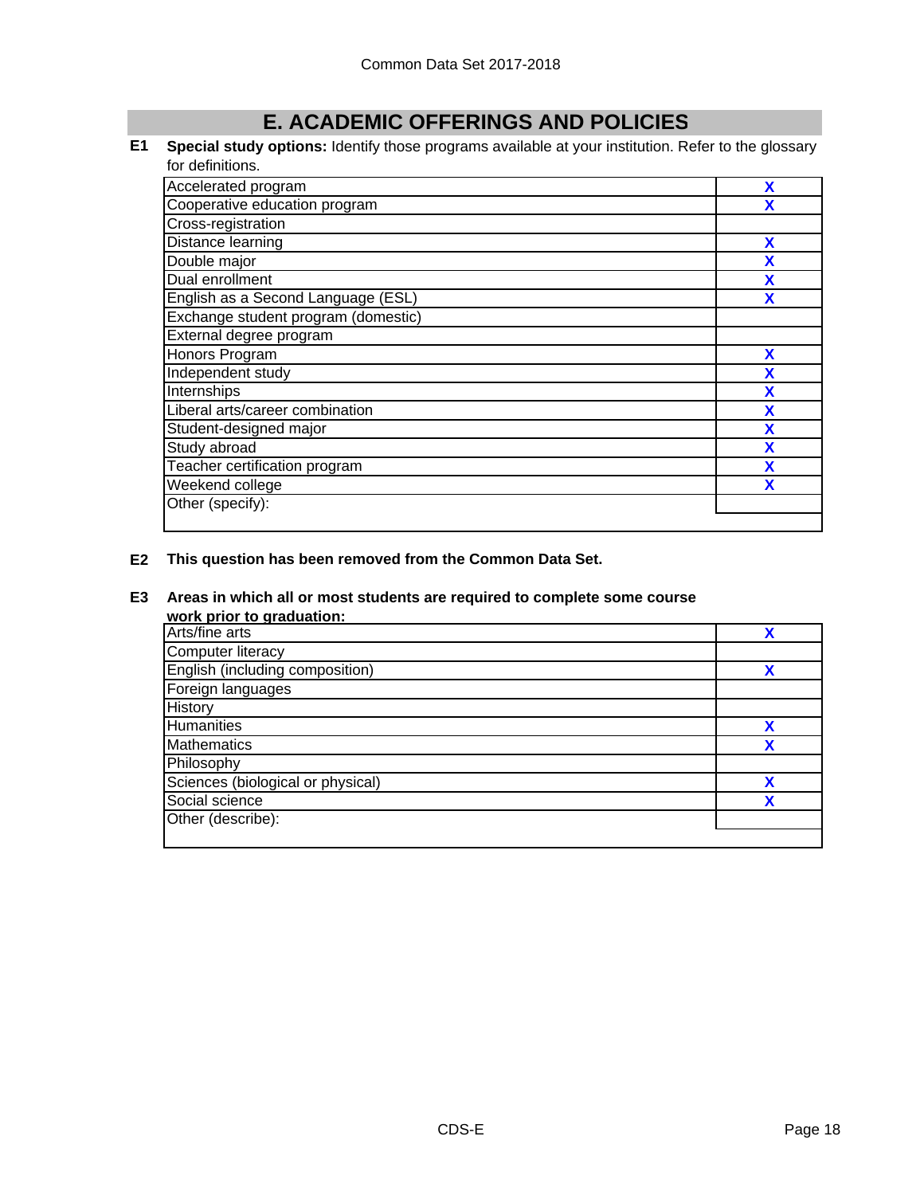# E. ACADEMIC OFFERINGS AND POLICIES

**E1 Special study options:** Identify those programs available at your institution. Refer to the glossary for definitions.

| Program | |
|---|---|
| Accelerated program | X |
| Cooperative education program | X |
| Cross-registration | |
| Distance learning | X |
| Double major | X |
| Dual enrollment | X |
| English as a Second Language (ESL) | X |
| Exchange student program (domestic) | |
| External degree program | |
| Honors Program | X |
| Independent study | X |
| Internships | X |
| Liberal arts/career combination | X |
| Student-designed major | X |
| Study abroad | X |
| Teacher certification program | X |
| Weekend college | X |
| Other (specify): | |

**E2 This question has been removed from the Common Data Set.**

**E3 Areas in which all or most students are required to complete some course work prior to graduation:**

| Area | |
|---|---|
| Arts/fine arts | X |
| Computer literacy | |
| English (including composition) | X |
| Foreign languages | |
| History | |
| Humanities | X |
| Mathematics | X |
| Philosophy | |
| Sciences (biological or physical) | X |
| Social science | X |
| Other (describe): | |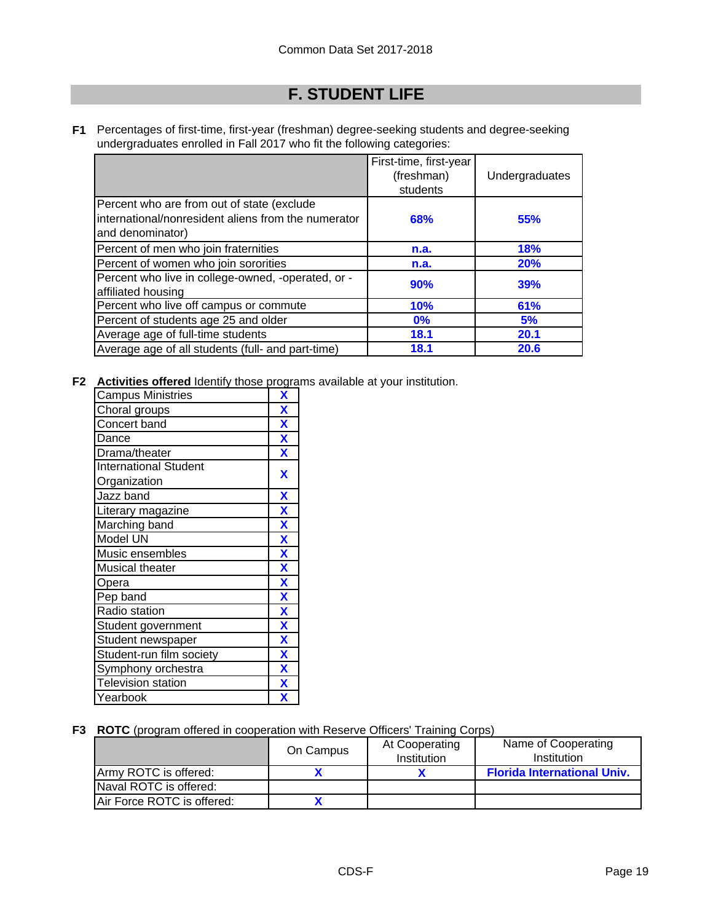Common Data Set 2017-2018

## F. STUDENT LIFE

**F1** Percentages of first-time, first-year (freshman) degree-seeking students and degree-seeking undergraduates enrolled in Fall 2017 who fit the following categories:

| | First-time, first-year (freshman) students | Undergraduates |
|---|---|---|
| Percent who are from out of state (exclude international/nonresident aliens from the numerator and denominator) | **68%** | **55%** |
| Percent of men who join fraternities | **n.a.** | **18%** |
| Percent of women who join sororities | **n.a.** | **20%** |
| Percent who live in college-owned, -operated, or -affiliated housing | **90%** | **39%** |
| Percent who live off campus or commute | **10%** | **61%** |
| Percent of students age 25 and older | **0%** | **5%** |
| Average age of full-time students | **18.1** | **20.1** |
| Average age of all students (full- and part-time) | **18.1** | **20.6** |

**F2** **Activities offered** Identify those programs available at your institution.

| Activity | |
|---|---|
| Campus Ministries | **X** |
| Choral groups | **X** |
| Concert band | **X** |
| Dance | **X** |
| Drama/theater | **X** |
| International Student Organization | **X** |
| Jazz band | **X** |
| Literary magazine | **X** |
| Marching band | **X** |
| Model UN | **X** |
| Music ensembles | **X** |
| Musical theater | **X** |
| Opera | **X** |
| Pep band | **X** |
| Radio station | **X** |
| Student government | **X** |
| Student newspaper | **X** |
| Student-run film society | **X** |
| Symphony orchestra | **X** |
| Television station | **X** |
| Yearbook | **X** |

**F3** **ROTC** (program offered in cooperation with Reserve Officers' Training Corps)

| | On Campus | At Cooperating Institution | Name of Cooperating Institution |
|---|---|---|---|
| Army ROTC is offered: | **X** | **X** | **Florida International Univ.** |
| Naval ROTC is offered: | | | |
| Air Force ROTC is offered: | **X** | | |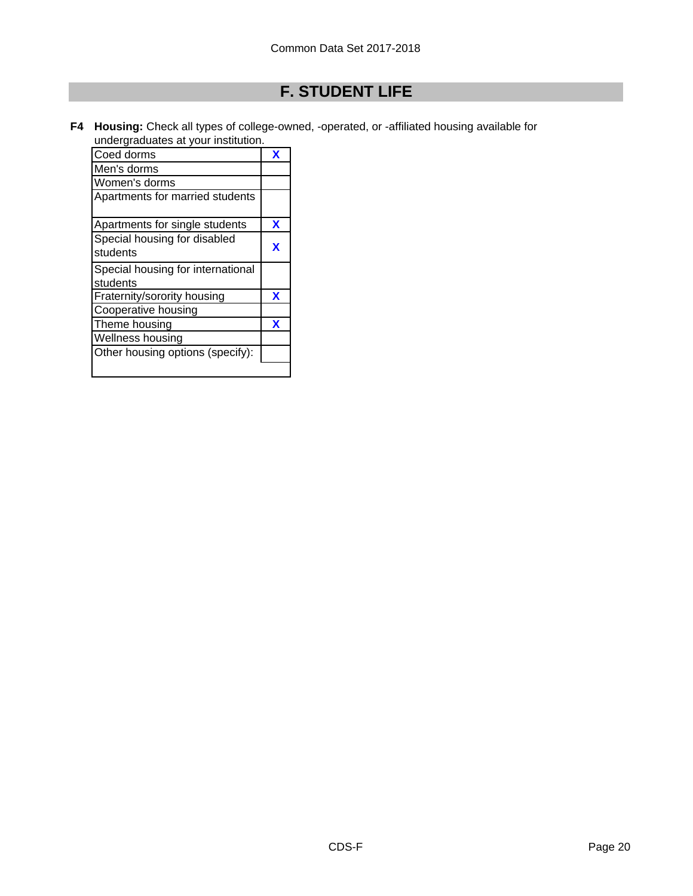# F. STUDENT LIFE

**F4 Housing:** Check all types of college-owned, -operated, or -affiliated housing available for undergraduates at your institution.

| Housing type | |
|---|---|
| Coed dorms | X |
| Men's dorms | |
| Women's dorms | |
| Apartments for married students | |
| Apartments for single students | X |
| Special housing for disabled students | X |
| Special housing for international students | |
| Fraternity/sorority housing | X |
| Cooperative housing | |
| Theme housing | X |
| Wellness housing | |
| Other housing options (specify): | |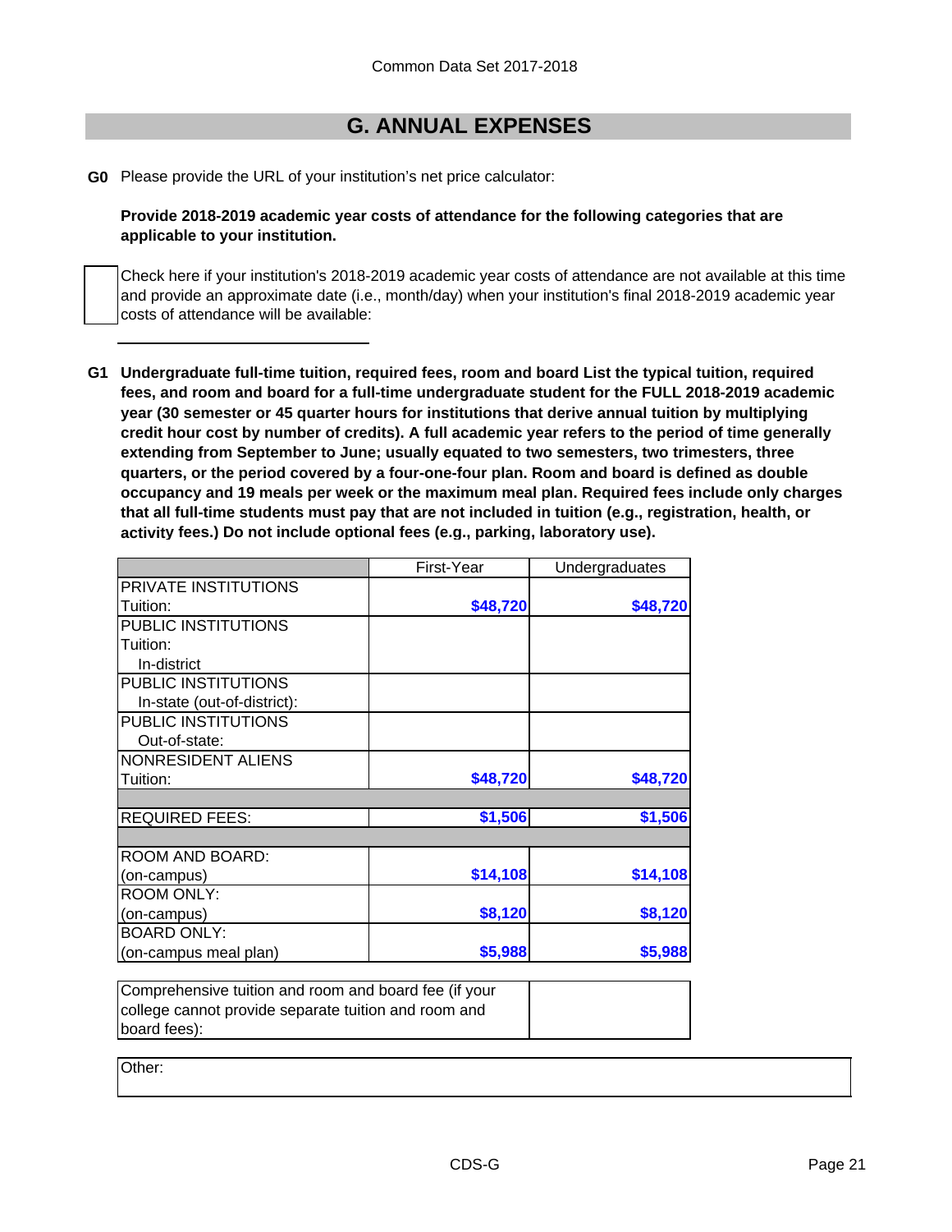# G. ANNUAL EXPENSES

**G0** Please provide the URL of your institution's net price calculator:

**Provide 2018-2019 academic year costs of attendance for the following categories that are applicable to your institution.**

☐ Check here if your institution's 2018-2019 academic year costs of attendance are not available at this time and provide an approximate date (i.e., month/day) when your institution's final 2018-2019 academic year costs of attendance will be available:

______________________

**G1 Undergraduate full-time tuition, required fees, room and board List the typical tuition, required fees, and room and board for a full-time undergraduate student for the FULL 2018-2019 academic year (30 semester or 45 quarter hours for institutions that derive annual tuition by multiplying credit hour cost by number of credits). A full academic year refers to the period of time generally extending from September to June; usually equated to two semesters, two trimesters, three quarters, or the period covered by a four-one-four plan. Room and board is defined as double occupancy and 19 meals per week or the maximum meal plan. Required fees include only charges that all full-time students must pay that are not included in tuition (e.g., registration, health, or activity fees.) Do not include optional fees (e.g., parking, laboratory use).**

| | First-Year | Undergraduates |
|---|---|---|
| PRIVATE INSTITUTIONS Tuition: | $48,720 | $48,720 |
| PUBLIC INSTITUTIONS Tuition: In-district | | |
| PUBLIC INSTITUTIONS In-state (out-of-district): | | |
| PUBLIC INSTITUTIONS Out-of-state: | | |
| NONRESIDENT ALIENS Tuition: | $48,720 | $48,720 |
| | | |
| REQUIRED FEES: | $1,506 | $1,506 |
| | | |
| ROOM AND BOARD: (on-campus) | $14,108 | $14,108 |
| ROOM ONLY: (on-campus) | $8,120 | $8,120 |
| BOARD ONLY: (on-campus meal plan) | $5,988 | $5,988 |

| Comprehensive tuition and room and board fee (if your college cannot provide separate tuition and room and board fees): | |
|---|---|

Other: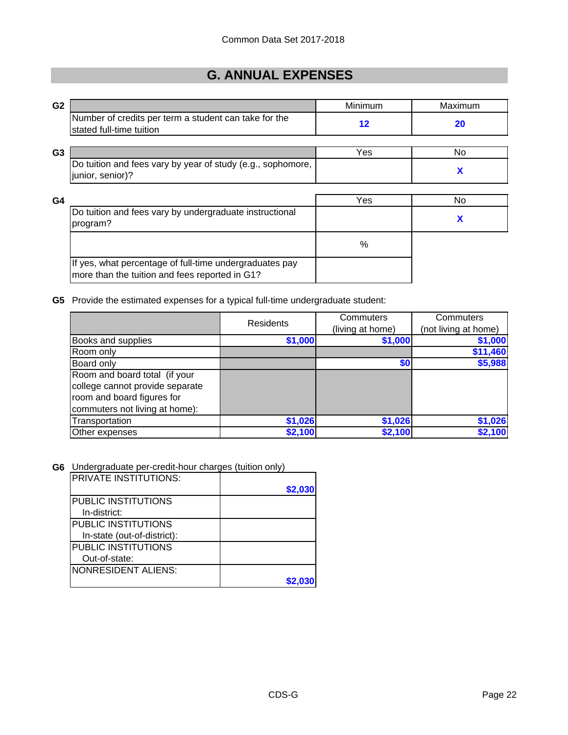# G. ANNUAL EXPENSES

**G2**

| | Minimum | Maximum |
|---|---|---|
| Number of credits per term a student can take for the stated full-time tuition | **12** | **20** |

**G3**

| | Yes | No |
|---|---|---|
| Do tuition and fees vary by year of study (e.g., sophomore, junior, senior)? | | **X** |

**G4**

| | Yes | No |
|---|---|---|
| Do tuition and fees vary by undergraduate instructional program? | | **X** |
| | % | |
| If yes, what percentage of full-time undergraduates pay more than the tuition and fees reported in G1? | | |

**G5** Provide the estimated expenses for a typical full-time undergraduate student:

| | Residents | Commuters (living at home) | Commuters (not living at home) |
|---|---|---|---|
| Books and supplies | **$1,000** | **$1,000** | **$1,000** |
| Room only | | | **$11,460** |
| Board only | | **$0** | **$5,988** |
| Room and board total (if your college cannot provide separate room and board figures for commuters not living at home): | | | |
| Transportation | **$1,026** | **$1,026** | **$1,026** |
| Other expenses | **$2,100** | **$2,100** | **$2,100** |

**G6** Undergraduate per-credit-hour charges (tuition only)

| | |
|---|---|
| PRIVATE INSTITUTIONS: | **$2,030** |
| PUBLIC INSTITUTIONS In-district: | |
| PUBLIC INSTITUTIONS In-state (out-of-district): | |
| PUBLIC INSTITUTIONS Out-of-state: | |
| NONRESIDENT ALIENS: | **$2,030** |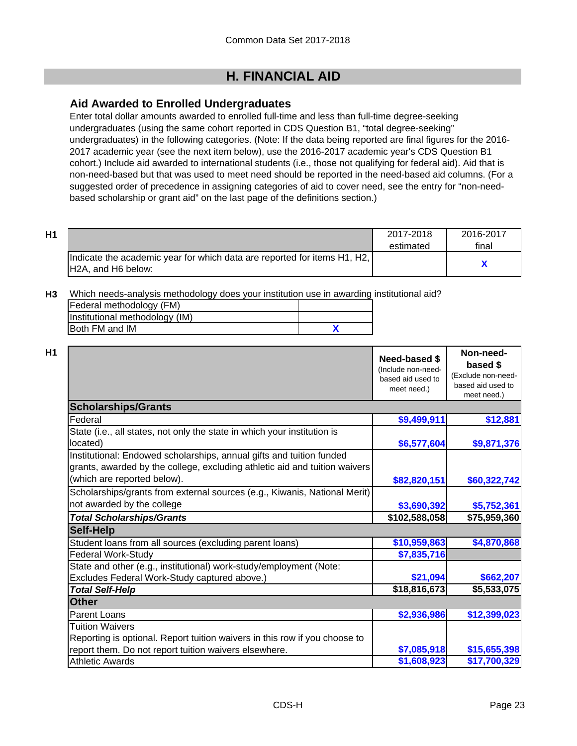# H. FINANCIAL AID

## Aid Awarded to Enrolled Undergraduates

Enter total dollar amounts awarded to enrolled full-time and less than full-time degree-seeking undergraduates (using the same cohort reported in CDS Question B1, "total degree-seeking" undergraduates) in the following categories. (Note: If the data being reported are final figures for the 2016-2017 academic year (see the next item below), use the 2016-2017 academic year's CDS Question B1 cohort.) Include aid awarded to international students (i.e., those not qualifying for federal aid). Aid that is non-need-based but that was used to meet need should be reported in the need-based aid columns. (For a suggested order of precedence in assigning categories of aid to cover need, see the entry for "non-need-based scholarship or grant aid" on the last page of the definitions section.)

**H1**

| | 2017-2018 estimated | 2016-2017 final |
|---|---|---|
| Indicate the academic year for which data are reported for items H1, H2, H2A, and H6 below: | | X |

**H3** Which needs-analysis methodology does your institution use in awarding institutional aid?

| | |
|---|---|
| Federal methodology (FM) | |
| Institutional methodology (IM) | |
| Both FM and IM | X |

**H1**

| | Need-based $ (Include non-need-based aid used to meet need.) | Non-need-based $ (Exclude non-need-based aid used to meet need.) |
|---|---|---|
| **Scholarships/Grants** | | |
| Federal | $9,499,911 | $12,881 |
| State (i.e., all states, not only the state in which your institution is located) | $6,577,604 | $9,871,376 |
| Institutional: Endowed scholarships, annual gifts and tuition funded grants, awarded by the college, excluding athletic aid and tuition waivers (which are reported below). | $82,820,151 | $60,322,742 |
| Scholarships/grants from external sources (e.g., Kiwanis, National Merit) not awarded by the college | $3,690,392 | $5,752,361 |
| ***Total Scholarships/Grants*** | $102,588,058 | $75,959,360 |
| **Self-Help** | | |
| Student loans from all sources (excluding parent loans) | $10,959,863 | $4,870,868 |
| Federal Work-Study | $7,835,716 | |
| State and other (e.g., institutional) work-study/employment (Note: Excludes Federal Work-Study captured above.) | $21,094 | $662,207 |
| ***Total Self-Help*** | $18,816,673 | $5,533,075 |
| **Other** | | |
| Parent Loans | $2,936,986 | $12,399,023 |
| Tuition Waivers<br>Reporting is optional. Report tuition waivers in this row if you choose to report them. Do not report tuition waivers elsewhere. | $7,085,918 | $15,655,398 |
| Athletic Awards | $1,608,923 | $17,700,329 |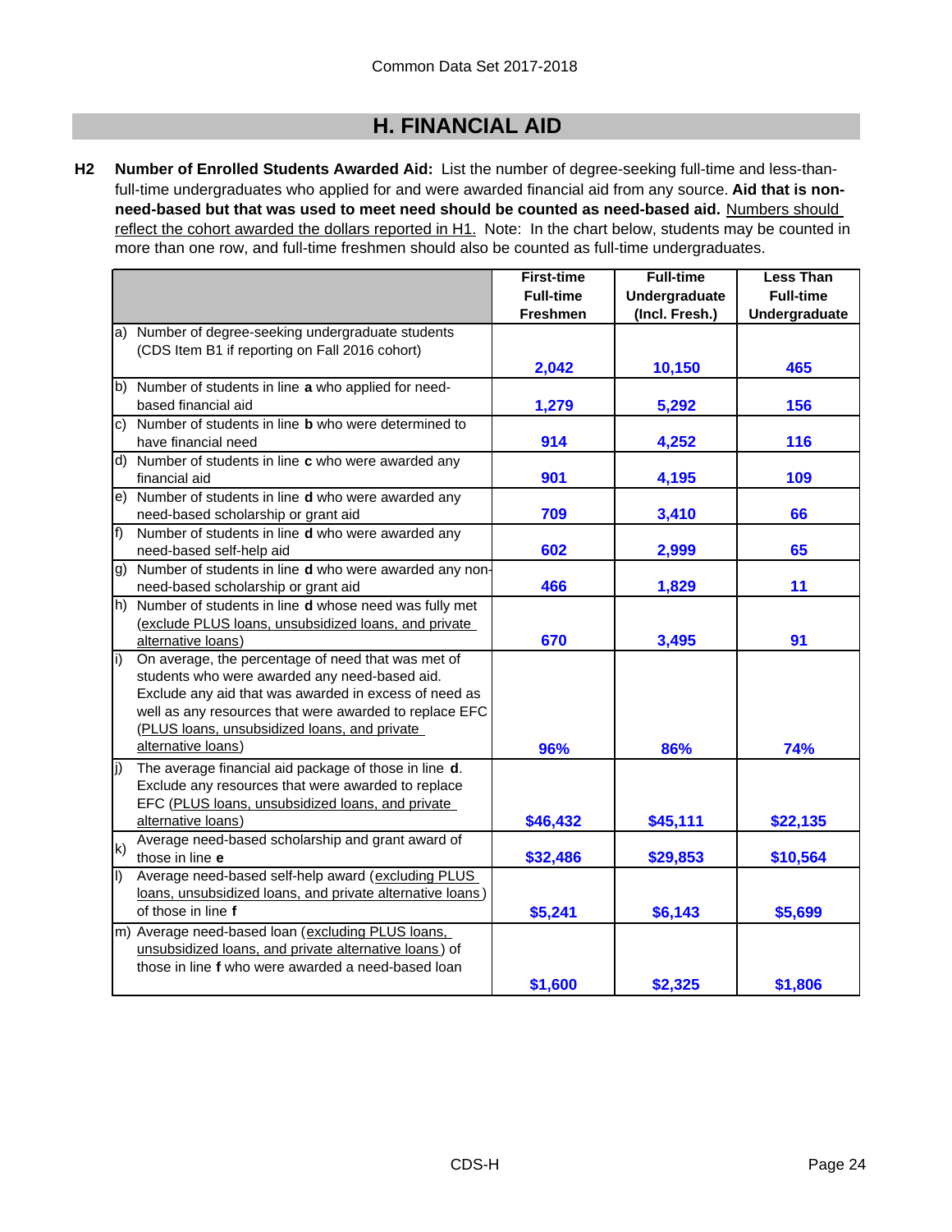# H. FINANCIAL AID

**H2** **Number of Enrolled Students Awarded Aid:** List the number of degree-seeking full-time and less-than-full-time undergraduates who applied for and were awarded financial aid from any source. **Aid that is non-need-based but that was used to meet need should be counted as need-based aid.** Numbers should reflect the cohort awarded the dollars reported in H1. Note: In the chart below, students may be counted in more than one row, and full-time freshmen should also be counted as full-time undergraduates.

| | First-time Full-time Freshmen | Full-time Undergraduate (Incl. Fresh.) | Less Than Full-time Undergraduate |
|---|---|---|---|
| a) Number of degree-seeking undergraduate students (CDS Item B1 if reporting on Fall 2016 cohort) | 2,042 | 10,150 | 465 |
| b) Number of students in line **a** who applied for need-based financial aid | 1,279 | 5,292 | 156 |
| c) Number of students in line **b** who were determined to have financial need | 914 | 4,252 | 116 |
| d) Number of students in line **c** who were awarded any financial aid | 901 | 4,195 | 109 |
| e) Number of students in line **d** who were awarded any need-based scholarship or grant aid | 709 | 3,410 | 66 |
| f) Number of students in line **d** who were awarded any need-based self-help aid | 602 | 2,999 | 65 |
| g) Number of students in line **d** who were awarded any non-need-based scholarship or grant aid | 466 | 1,829 | 11 |
| h) Number of students in line **d** whose need was fully met (exclude PLUS loans, unsubsidized loans, and private alternative loans) | 670 | 3,495 | 91 |
| i) On average, the percentage of need that was met of students who were awarded any need-based aid. Exclude any aid that was awarded in excess of need as well as any resources that were awarded to replace EFC (PLUS loans, unsubsidized loans, and private alternative loans) | 96% | 86% | 74% |
| j) The average financial aid package of those in line **d**. Exclude any resources that were awarded to replace EFC (PLUS loans, unsubsidized loans, and private alternative loans) | $46,432 | $45,111 | $22,135 |
| k) Average need-based scholarship and grant award of those in line **e** | $32,486 | $29,853 | $10,564 |
| l) Average need-based self-help award (excluding PLUS loans, unsubsidized loans, and private alternative loans) of those in line **f** | $5,241 | $6,143 | $5,699 |
| m) Average need-based loan (excluding PLUS loans, unsubsidized loans, and private alternative loans) of those in line **f** who were awarded a need-based loan | $1,600 | $2,325 | $1,806 |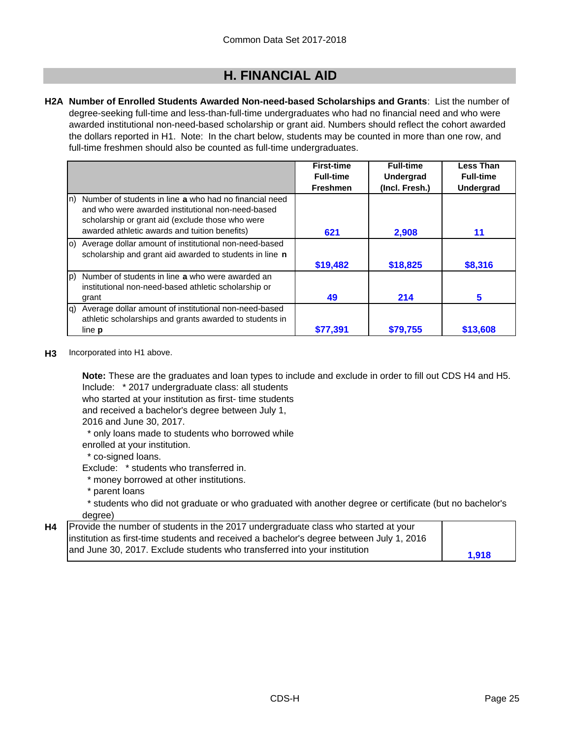## H. FINANCIAL AID

**H2A Number of Enrolled Students Awarded Non-need-based Scholarships and Grants**: List the number of degree-seeking full-time and less-than-full-time undergraduates who had no financial need and who were awarded institutional non-need-based scholarship or grant aid. Numbers should reflect the cohort awarded the dollars reported in H1. Note: In the chart below, students may be counted in more than one row, and full-time freshmen should also be counted as full-time undergraduates.

| | First-time Full-time Freshmen | Full-time Undergrad (Incl. Fresh.) | Less Than Full-time Undergrad |
|---|---|---|---|
| n) Number of students in line **a** who had no financial need and who were awarded institutional non-need-based scholarship or grant aid (exclude those who were awarded athletic awards and tuition benefits) | 621 | 2,908 | 11 |
| o) Average dollar amount of institutional non-need-based scholarship and grant aid awarded to students in line **n** | $19,482 | $18,825 | $8,316 |
| p) Number of students in line **a** who were awarded an institutional non-need-based athletic scholarship or grant | 49 | 214 | 5 |
| q) Average dollar amount of institutional non-need-based athletic scholarships and grants awarded to students in line **p** | $77,391 | $79,755 | $13,608 |

**H3** Incorporated into H1 above.

**Note:** These are the graduates and loan types to include and exclude in order to fill out CDS H4 and H5.

Include: * 2017 undergraduate class: all students who started at your institution as first- time students and received a bachelor's degree between July 1, 2016 and June 30, 2017.

* only loans made to students who borrowed while enrolled at your institution.
* co-signed loans.

Exclude: * students who transferred in.

* money borrowed at other institutions.
* parent loans
* students who did not graduate or who graduated with another degree or certificate (but no bachelor's degree)

| **H4** | |
|---|---|
| Provide the number of students in the 2017 undergraduate class who started at your institution as first-time students and received a bachelor's degree between July 1, 2016 and June 30, 2017. Exclude students who transferred into your institution | 1,918 |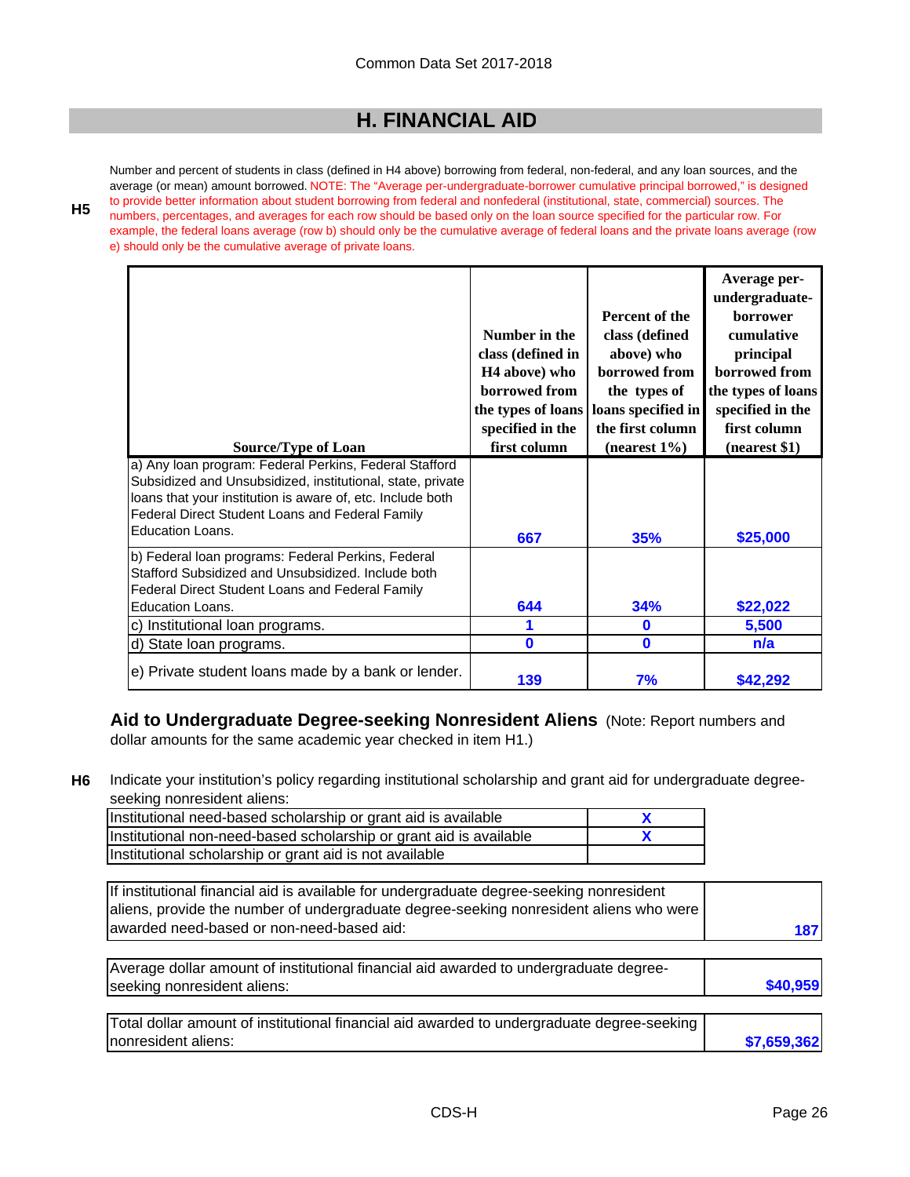Common Data Set 2017-2018

# H. FINANCIAL AID

**H5** Number and percent of students in class (defined in H4 above) borrowing from federal, non-federal, and any loan sources, and the average (or mean) amount borrowed. NOTE: The "Average per-undergraduate-borrower cumulative principal borrowed," is designed to provide better information about student borrowing from federal and nonfederal (institutional, state, commercial) sources. The numbers, percentages, and averages for each row should be based only on the loan source specified for the particular row. For example, the federal loans average (row b) should only be the cumulative average of federal loans and the private loans average (row e) should only be the cumulative average of private loans.

| Source/Type of Loan | Number in the class (defined in H4 above) who borrowed from the types of loans specified in the first column | Percent of the class (defined above) who borrowed from the types of loans specified in the first column (nearest 1%) | Average per-undergraduate-borrower cumulative principal borrowed from the types of loans specified in the first column (nearest $1) |
|---|---|---|---|
| a) Any loan program: Federal Perkins, Federal Stafford Subsidized and Unsubsidized, institutional, state, private loans that your institution is aware of, etc. Include both Federal Direct Student Loans and Federal Family Education Loans. | 667 | 35% | $25,000 |
| b) Federal loan programs: Federal Perkins, Federal Stafford Subsidized and Unsubsidized. Include both Federal Direct Student Loans and Federal Family Education Loans. | 644 | 34% | $22,022 |
| c) Institutional loan programs. | 1 | 0 | 5,500 |
| d) State loan programs. | 0 | 0 | n/a |
| e) Private student loans made by a bank or lender. | 139 | 7% | $42,292 |

## Aid to Undergraduate Degree-seeking Nonresident Aliens

(Note: Report numbers and dollar amounts for the same academic year checked in item H1.)

**H6** Indicate your institution's policy regarding institutional scholarship and grant aid for undergraduate degree-seeking nonresident aliens:

| Policy | |
|---|---|
| Institutional need-based scholarship or grant aid is available | X |
| Institutional non-need-based scholarship or grant aid is available | X |
| Institutional scholarship or grant aid is not available | |

| | |
|---|---|
| If institutional financial aid is available for undergraduate degree-seeking nonresident aliens, provide the number of undergraduate degree-seeking nonresident aliens who were awarded need-based or non-need-based aid: | 187 |
| Average dollar amount of institutional financial aid awarded to undergraduate degree-seeking nonresident aliens: | $40,959 |
| Total dollar amount of institutional financial aid awarded to undergraduate degree-seeking nonresident aliens: | $7,659,362 |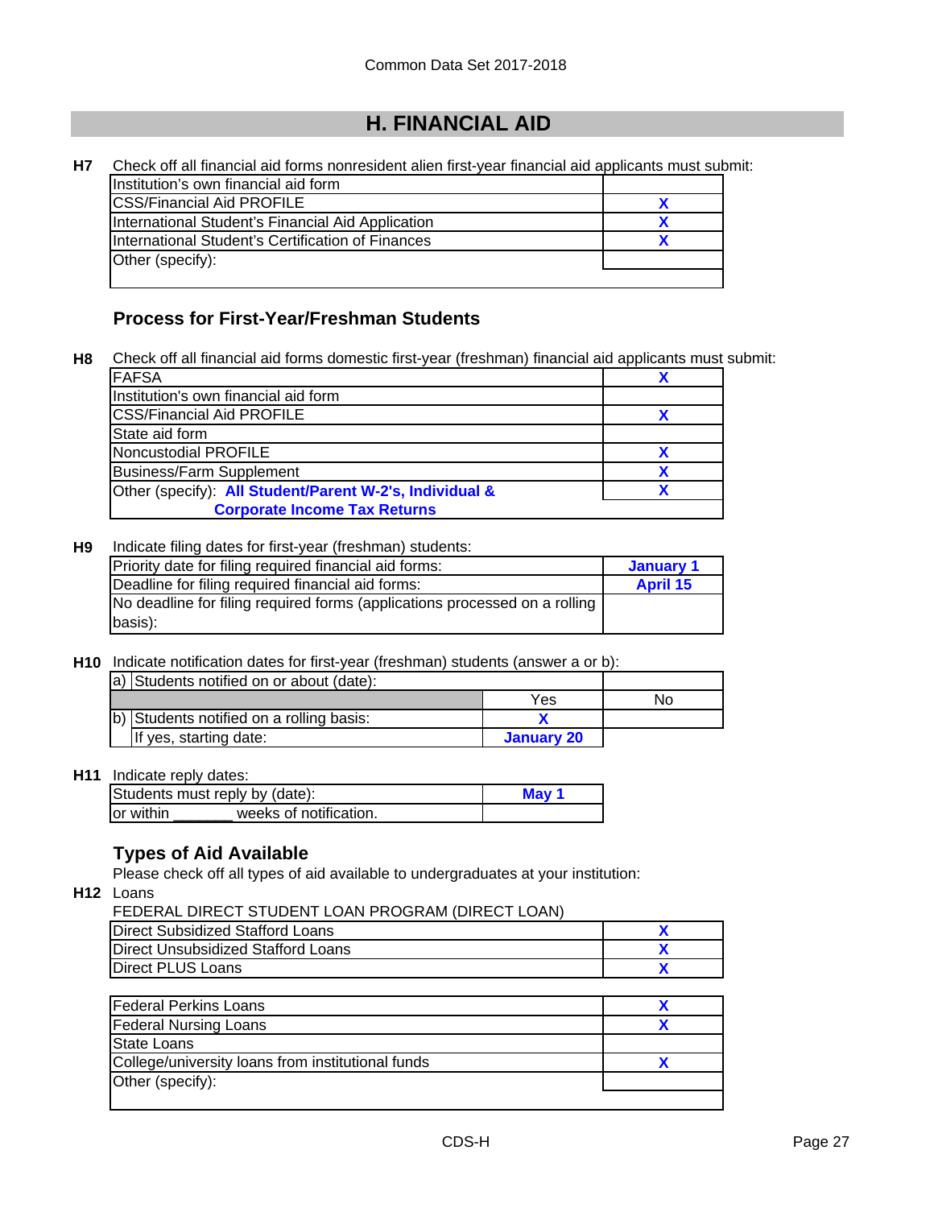## H. FINANCIAL AID

**H7** Check off all financial aid forms nonresident alien first-year financial aid applicants must submit:

| Form | |
|---|---|
| Institution's own financial aid form | |
| CSS/Financial Aid PROFILE | X |
| International Student's Financial Aid Application | X |
| International Student's Certification of Finances | X |
| Other (specify): | |

### Process for First-Year/Freshman Students

**H8** Check off all financial aid forms domestic first-year (freshman) financial aid applicants must submit:

| Form | |
|---|---|
| FAFSA | X |
| Institution's own financial aid form | |
| CSS/Financial Aid PROFILE | X |
| State aid form | |
| Noncustodial PROFILE | X |
| Business/Farm Supplement | X |
| Other (specify): **All Student/Parent W-2's, Individual & Corporate Income Tax Returns** | X |

**H9** Indicate filing dates for first-year (freshman) students:

| | |
|---|---|
| Priority date for filing required financial aid forms: | **January 1** |
| Deadline for filing required financial aid forms: | **April 15** |
| No deadline for filing required forms (applications processed on a rolling basis): | |

**H10** Indicate notification dates for first-year (freshman) students (answer a or b):

| | | | |
|---|---|---|---|
| a) | Students notified on or about (date): | | |
| | | Yes | No |
| b) | Students notified on a rolling basis: | X | |
| | If yes, starting date: | **January 20** | |

**H11** Indicate reply dates:

| | |
|---|---|
| Students must reply by (date): | **May 1** |
| or within _______ weeks of notification. | |

### Types of Aid Available

Please check off all types of aid available to undergraduates at your institution:

**H12** Loans

FEDERAL DIRECT STUDENT LOAN PROGRAM (DIRECT LOAN)

| Loan | |
|---|---|
| Direct Subsidized Stafford Loans | X |
| Direct Unsubsidized Stafford Loans | X |
| Direct PLUS Loans | X |

| Loan | |
|---|---|
| Federal Perkins Loans | X |
| Federal Nursing Loans | X |
| State Loans | |
| College/university loans from institutional funds | X |
| Other (specify): | |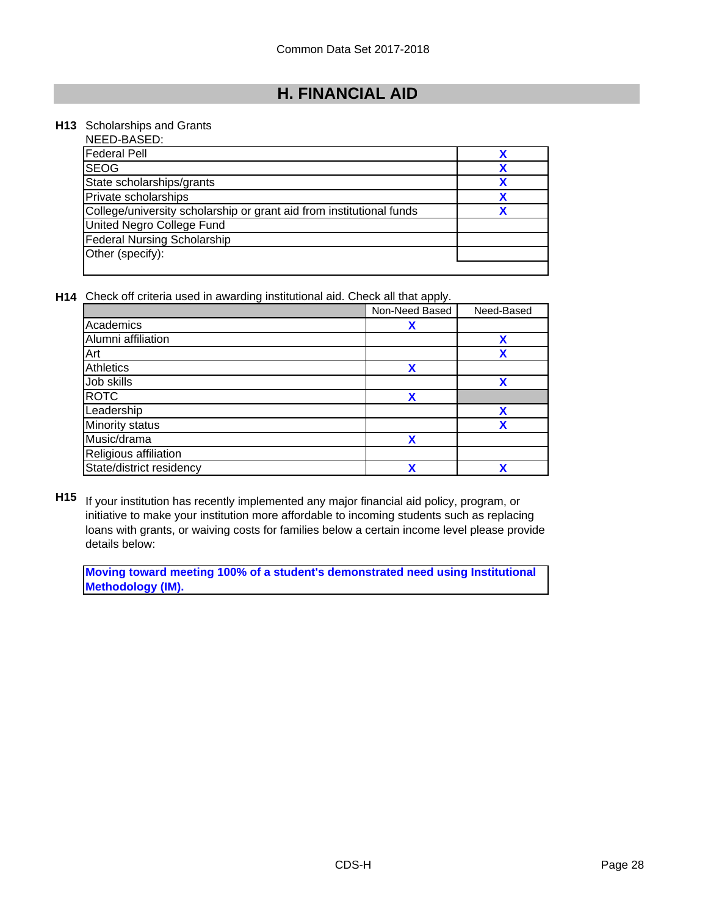Common Data Set 2017-2018

# H. FINANCIAL AID

**H13** Scholarships and Grants

NEED-BASED:

| | |
|---|---|
| Federal Pell | X |
| SEOG | X |
| State scholarships/grants | X |
| Private scholarships | X |
| College/university scholarship or grant aid from institutional funds | X |
| United Negro College Fund | |
| Federal Nursing Scholarship | |
| Other (specify): | |

**H14** Check off criteria used in awarding institutional aid. Check all that apply.

| | Non-Need Based | Need-Based |
|---|---|---|
| Academics | X | |
| Alumni affiliation | | X |
| Art | | X |
| Athletics | X | |
| Job skills | | X |
| ROTC | X | |
| Leadership | | X |
| Minority status | | X |
| Music/drama | X | |
| Religious affiliation | | |
| State/district residency | X | X |

**H15** If your institution has recently implemented any major financial aid policy, program, or initiative to make your institution more affordable to incoming students such as replacing loans with grants, or waiving costs for families below a certain income level please provide details below:

**Moving toward meeting 100% of a student's demonstrated need using Institutional Methodology (IM).**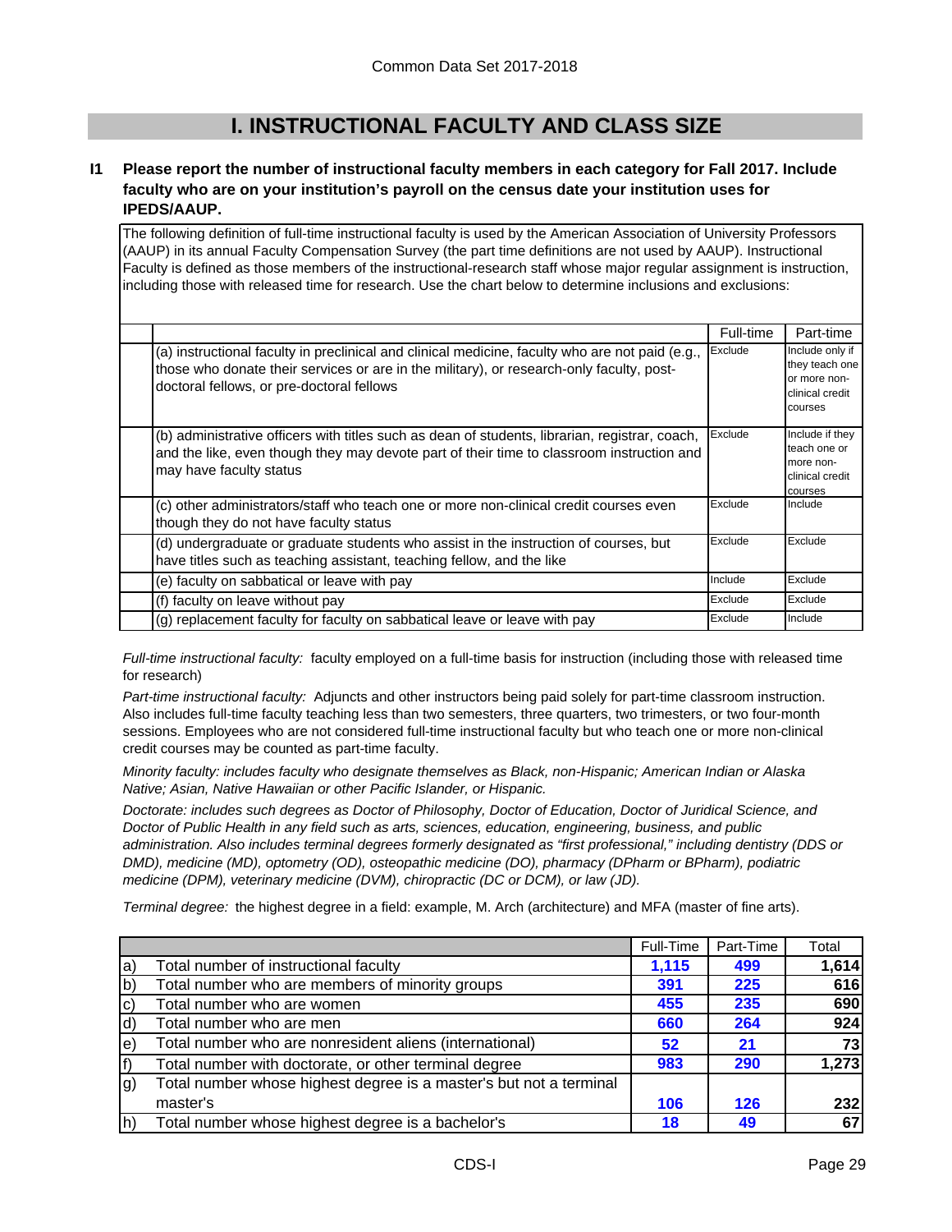# I. INSTRUCTIONAL FACULTY AND CLASS SIZE

**I1 Please report the number of instructional faculty members in each category for Fall 2017. Include faculty who are on your institution's payroll on the census date your institution uses for IPEDS/AAUP.**

The following definition of full-time instructional faculty is used by the American Association of University Professors (AAUP) in its annual Faculty Compensation Survey (the part time definitions are not used by AAUP). Instructional Faculty is defined as those members of the instructional-research staff whose major regular assignment is instruction, including those with released time for research. Use the chart below to determine inclusions and exclusions:

| | Full-time | Part-time |
|---|---|---|
| (a) instructional faculty in preclinical and clinical medicine, faculty who are not paid (e.g., those who donate their services or are in the military), or research-only faculty, post-doctoral fellows, or pre-doctoral fellows | Exclude | Include only if they teach one or more non-clinical credit courses |
| (b) administrative officers with titles such as dean of students, librarian, registrar, coach, and the like, even though they may devote part of their time to classroom instruction and may have faculty status | Exclude | Include if they teach one or more non-clinical credit courses |
| (c) other administrators/staff who teach one or more non-clinical credit courses even though they do not have faculty status | Exclude | Include |
| (d) undergraduate or graduate students who assist in the instruction of courses, but have titles such as teaching assistant, teaching fellow, and the like | Exclude | Exclude |
| (e) faculty on sabbatical or leave with pay | Include | Exclude |
| (f) faculty on leave without pay | Exclude | Exclude |
| (g) replacement faculty for faculty on sabbatical leave or leave with pay | Exclude | Include |

*Full-time instructional faculty:* faculty employed on a full-time basis for instruction (including those with released time for research)

*Part-time instructional faculty:* Adjuncts and other instructors being paid solely for part-time classroom instruction. Also includes full-time faculty teaching less than two semesters, three quarters, two trimesters, or two four-month sessions. Employees who are not considered full-time instructional faculty but who teach one or more non-clinical credit courses may be counted as part-time faculty.

*Minority faculty: includes faculty who designate themselves as Black, non-Hispanic; American Indian or Alaska Native; Asian, Native Hawaiian or other Pacific Islander, or Hispanic.*

*Doctorate: includes such degrees as Doctor of Philosophy, Doctor of Education, Doctor of Juridical Science, and Doctor of Public Health in any field such as arts, sciences, education, engineering, business, and public administration. Also includes terminal degrees formerly designated as "first professional," including dentistry (DDS or DMD), medicine (MD), optometry (OD), osteopathic medicine (DO), pharmacy (DPharm or BPharm), podiatric medicine (DPM), veterinary medicine (DVM), chiropractic (DC or DCM), or law (JD).*

*Terminal degree:* the highest degree in a field: example, M. Arch (architecture) and MFA (master of fine arts).

| | | Full-Time | Part-Time | Total |
|---|---|---|---|---|
| a) | Total number of instructional faculty | 1,115 | 499 | 1,614 |
| b) | Total number who are members of minority groups | 391 | 225 | 616 |
| c) | Total number who are women | 455 | 235 | 690 |
| d) | Total number who are men | 660 | 264 | 924 |
| e) | Total number who are nonresident aliens (international) | 52 | 21 | 73 |
| f) | Total number with doctorate, or other terminal degree | 983 | 290 | 1,273 |
| g) | Total number whose highest degree is a master's but not a terminal master's | 106 | 126 | 232 |
| h) | Total number whose highest degree is a bachelor's | 18 | 49 | 67 |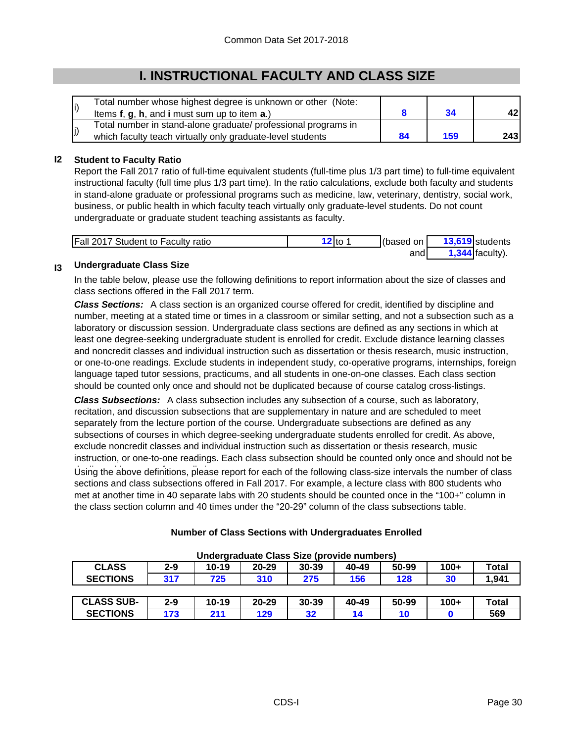## I. INSTRUCTIONAL FACULTY AND CLASS SIZE

| | | | | |
|---|---|---|---|---|
| i) | Total number whose highest degree is unknown or other (Note: Items **f**, **g**, **h**, and **i** must sum up to item **a**.) | 8 | 34 | 42 |
| j) | Total number in stand-alone graduate/ professional programs in which faculty teach virtually only graduate-level students | 84 | 159 | 243 |

**I2 Student to Faculty Ratio**

Report the Fall 2017 ratio of full-time equivalent students (full-time plus 1/3 part time) to full-time equivalent instructional faculty (full time plus 1/3 part time). In the ratio calculations, exclude both faculty and students in stand-alone graduate or professional programs such as medicine, law, veterinary, dentistry, social work, business, or public health in which faculty teach virtually only graduate-level students. Do not count undergraduate or graduate student teaching assistants as faculty.

| Fall 2017 Student to Faculty ratio | 12 to 1 | (based on 13,619 students and 1,344 faculty). |
|---|---|---|

**I3 Undergraduate Class Size**

In the table below, please use the following definitions to report information about the size of classes and class sections offered in the Fall 2017 term.

***Class Sections:*** A class section is an organized course offered for credit, identified by discipline and number, meeting at a stated time or times in a classroom or similar setting, and not a subsection such as a laboratory or discussion session. Undergraduate class sections are defined as any sections in which at least one degree-seeking undergraduate student is enrolled for credit. Exclude distance learning classes and noncredit classes and individual instruction such as dissertation or thesis research, music instruction, or one-to-one readings. Exclude students in independent study, co-operative programs, internships, foreign language taped tutor sessions, practicums, and all students in one-on-one classes. Each class section should be counted only once and should not be duplicated because of course catalog cross-listings.

***Class Subsections:*** A class subsection includes any subsection of a course, such as laboratory, recitation, and discussion subsections that are supplementary in nature and are scheduled to meet separately from the lecture portion of the course. Undergraduate subsections are defined as any subsections of courses in which degree-seeking undergraduate students enrolled for credit. As above, exclude noncredit classes and individual instruction such as dissertation or thesis research, music instruction, or one-to-one readings. Each class subsection should be counted only once and should not be

Using the above definitions, please report for each of the following class-size intervals the number of class sections and class subsections offered in Fall 2017. For example, a lecture class with 800 students who met at another time in 40 separate labs with 20 students should be counted once in the "100+" column in the class section column and 40 times under the "20-29" column of the class subsections table.

**Number of Class Sections with Undergraduates Enrolled**

**Undergraduate Class Size (provide numbers)**

| CLASS SECTIONS | 2-9 | 10-19 | 20-29 | 30-39 | 40-49 | 50-99 | 100+ | Total |
|---|---|---|---|---|---|---|---|---|
| | 317 | 725 | 310 | 275 | 156 | 128 | 30 | 1,941 |

| CLASS SUB-SECTIONS | 2-9 | 10-19 | 20-29 | 30-39 | 40-49 | 50-99 | 100+ | Total |
|---|---|---|---|---|---|---|---|---|
| | 173 | 211 | 129 | 32 | 14 | 10 | 0 | 569 |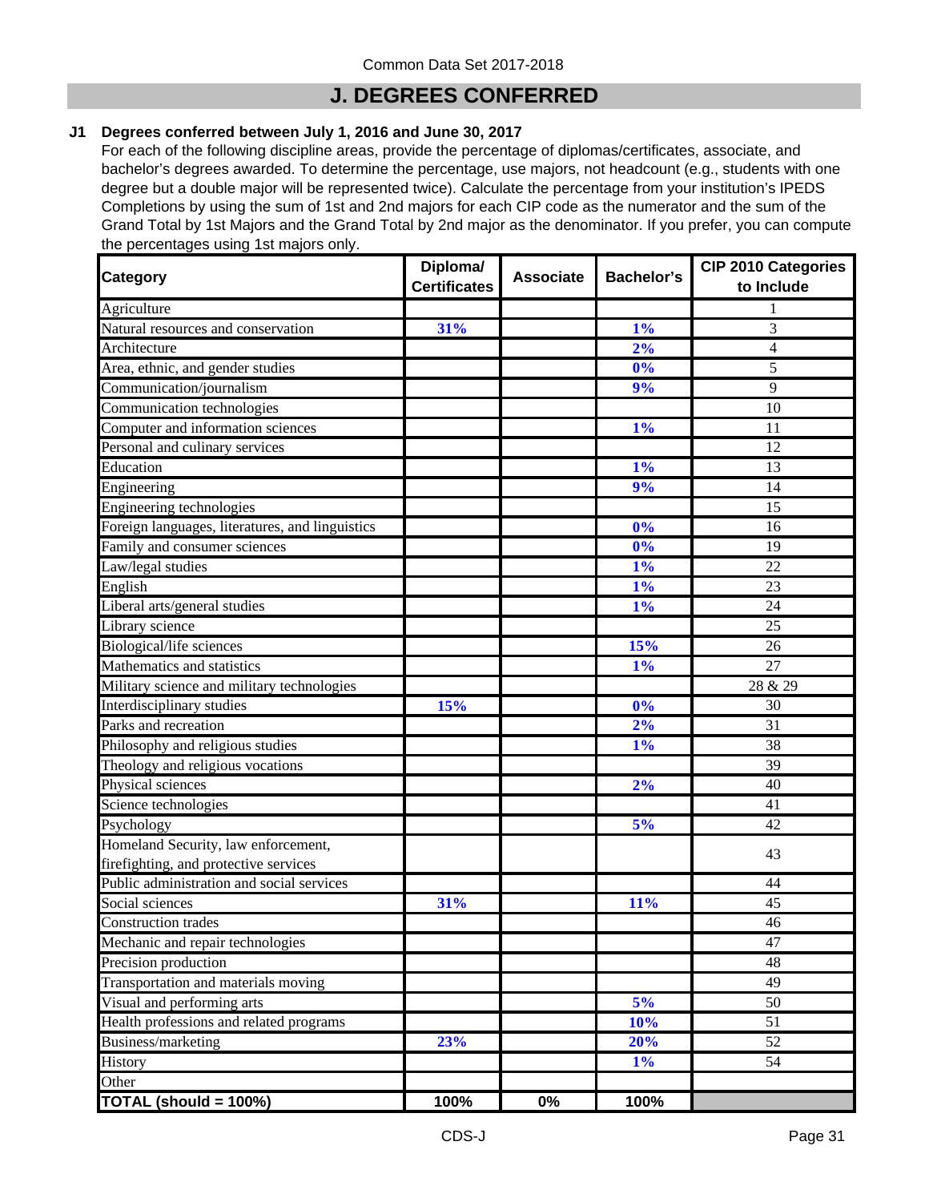Common Data Set 2017-2018

# J. DEGREES CONFERRED

**J1 Degrees conferred between July 1, 2016 and June 30, 2017**

For each of the following discipline areas, provide the percentage of diplomas/certificates, associate, and bachelor's degrees awarded. To determine the percentage, use majors, not headcount (e.g., students with one degree but a double major will be represented twice). Calculate the percentage from your institution's IPEDS Completions by using the sum of 1st and 2nd majors for each CIP code as the numerator and the sum of the Grand Total by 1st Majors and the Grand Total by 2nd major as the denominator. If you prefer, you can compute the percentages using 1st majors only.

| Category | Diploma/ Certificates | Associate | Bachelor's | CIP 2010 Categories to Include |
|---|---|---|---|---|
| Agriculture | | | | 1 |
| Natural resources and conservation | 31% | | 1% | 3 |
| Architecture | | | 2% | 4 |
| Area, ethnic, and gender studies | | | 0% | 5 |
| Communication/journalism | | | 9% | 9 |
| Communication technologies | | | | 10 |
| Computer and information sciences | | | 1% | 11 |
| Personal and culinary services | | | | 12 |
| Education | | | 1% | 13 |
| Engineering | | | 9% | 14 |
| Engineering technologies | | | | 15 |
| Foreign languages, literatures, and linguistics | | | 0% | 16 |
| Family and consumer sciences | | | 0% | 19 |
| Law/legal studies | | | 1% | 22 |
| English | | | 1% | 23 |
| Liberal arts/general studies | | | 1% | 24 |
| Library science | | | | 25 |
| Biological/life sciences | | | 15% | 26 |
| Mathematics and statistics | | | 1% | 27 |
| Military science and military technologies | | | | 28 & 29 |
| Interdisciplinary studies | 15% | | 0% | 30 |
| Parks and recreation | | | 2% | 31 |
| Philosophy and religious studies | | | 1% | 38 |
| Theology and religious vocations | | | | 39 |
| Physical sciences | | | 2% | 40 |
| Science technologies | | | | 41 |
| Psychology | | | 5% | 42 |
| Homeland Security, law enforcement, firefighting, and protective services | | | | 43 |
| Public administration and social services | | | | 44 |
| Social sciences | 31% | | 11% | 45 |
| Construction trades | | | | 46 |
| Mechanic and repair technologies | | | | 47 |
| Precision production | | | | 48 |
| Transportation and materials moving | | | | 49 |
| Visual and performing arts | | | 5% | 50 |
| Health professions and related programs | | | 10% | 51 |
| Business/marketing | 23% | | 20% | 52 |
| History | | | 1% | 54 |
| Other | | | | |
| **TOTAL (should = 100%)** | **100%** | **0%** | **100%** | |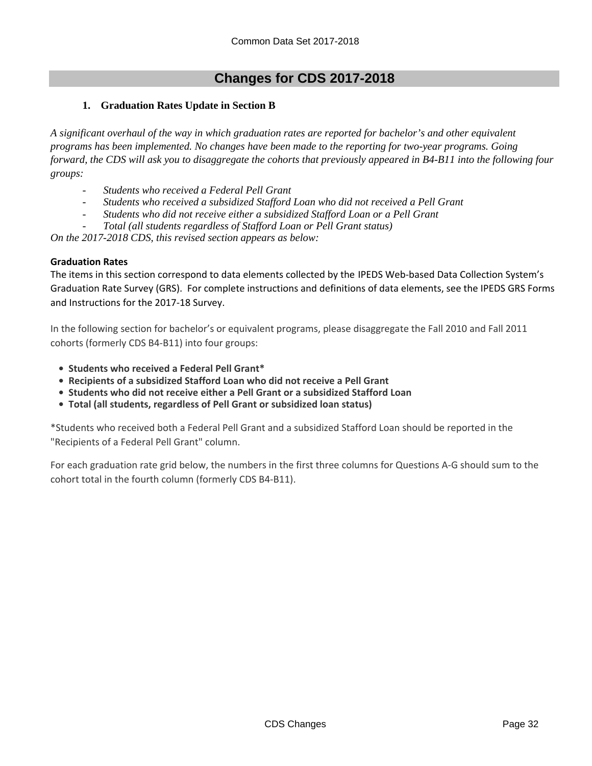## Changes for CDS 2017-2018

### 1. Graduation Rates Update in Section B

*A significant overhaul of the way in which graduation rates are reported for bachelor's and other equivalent programs has been implemented. No changes have been made to the reporting for two-year programs. Going forward, the CDS will ask you to disaggregate the cohorts that previously appeared in B4-B11 into the following four groups:*

- *Students who received a Federal Pell Grant*
- *Students who received a subsidized Stafford Loan who did not received a Pell Grant*
- *Students who did not receive either a subsidized Stafford Loan or a Pell Grant*
- *Total (all students regardless of Stafford Loan or Pell Grant status)*

*On the 2017-2018 CDS, this revised section appears as below:*

**Graduation Rates**

The items in this section correspond to data elements collected by the IPEDS Web-based Data Collection System's Graduation Rate Survey (GRS). For complete instructions and definitions of data elements, see the IPEDS GRS Forms and Instructions for the 2017-18 Survey.

In the following section for bachelor's or equivalent programs, please disaggregate the Fall 2010 and Fall 2011 cohorts (formerly CDS B4-B11) into four groups:

- **Students who received a Federal Pell Grant***
- **Recipients of a subsidized Stafford Loan who did not receive a Pell Grant**
- **Students who did not receive either a Pell Grant or a subsidized Stafford Loan**
- **Total (all students, regardless of Pell Grant or subsidized loan status)**

*Students who received both a Federal Pell Grant and a subsidized Stafford Loan should be reported in the "Recipients of a Federal Pell Grant" column.

For each graduation rate grid below, the numbers in the first three columns for Questions A-G should sum to the cohort total in the fourth column (formerly CDS B4-B11).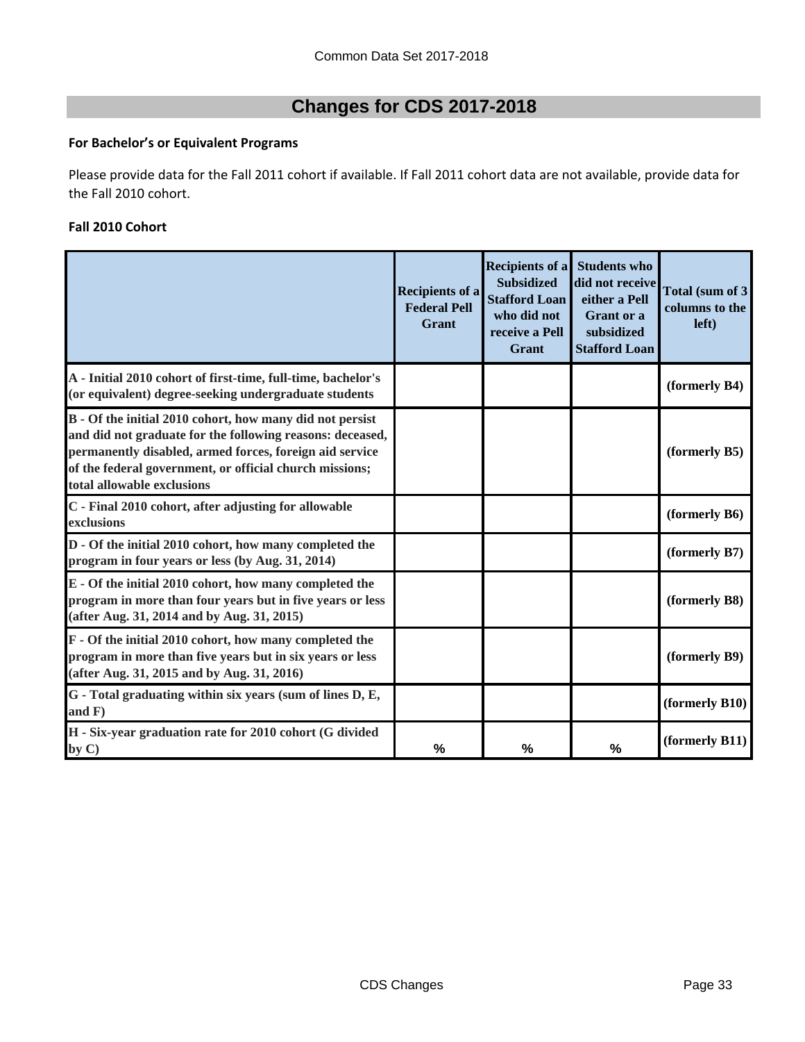## Changes for CDS 2017-2018

**For Bachelor's or Equivalent Programs**

Please provide data for the Fall 2011 cohort if available. If Fall 2011 cohort data are not available, provide data for the Fall 2010 cohort.

**Fall 2010 Cohort**

| | Recipients of a Federal Pell Grant | Recipients of a Subsidized Stafford Loan who did not receive a Pell Grant | Students who did not receive either a Pell Grant or a subsidized Stafford Loan | Total (sum of 3 columns to the left) |
|---|---|---|---|---|
| A - Initial 2010 cohort of first-time, full-time, bachelor's (or equivalent) degree-seeking undergraduate students | | | | (formerly B4) |
| B - Of the initial 2010 cohort, how many did not persist and did not graduate for the following reasons: deceased, permanently disabled, armed forces, foreign aid service of the federal government, or official church missions; total allowable exclusions | | | | (formerly B5) |
| C - Final 2010 cohort, after adjusting for allowable exclusions | | | | (formerly B6) |
| D - Of the initial 2010 cohort, how many completed the program in four years or less (by Aug. 31, 2014) | | | | (formerly B7) |
| E - Of the initial 2010 cohort, how many completed the program in more than four years but in five years or less (after Aug. 31, 2014 and by Aug. 31, 2015) | | | | (formerly B8) |
| F - Of the initial 2010 cohort, how many completed the program in more than five years but in six years or less (after Aug. 31, 2015 and by Aug. 31, 2016) | | | | (formerly B9) |
| G - Total graduating within six years (sum of lines D, E, and F) | | | | (formerly B10) |
| H - Six-year graduation rate for 2010 cohort (G divided by C) | % | % | % | (formerly B11) |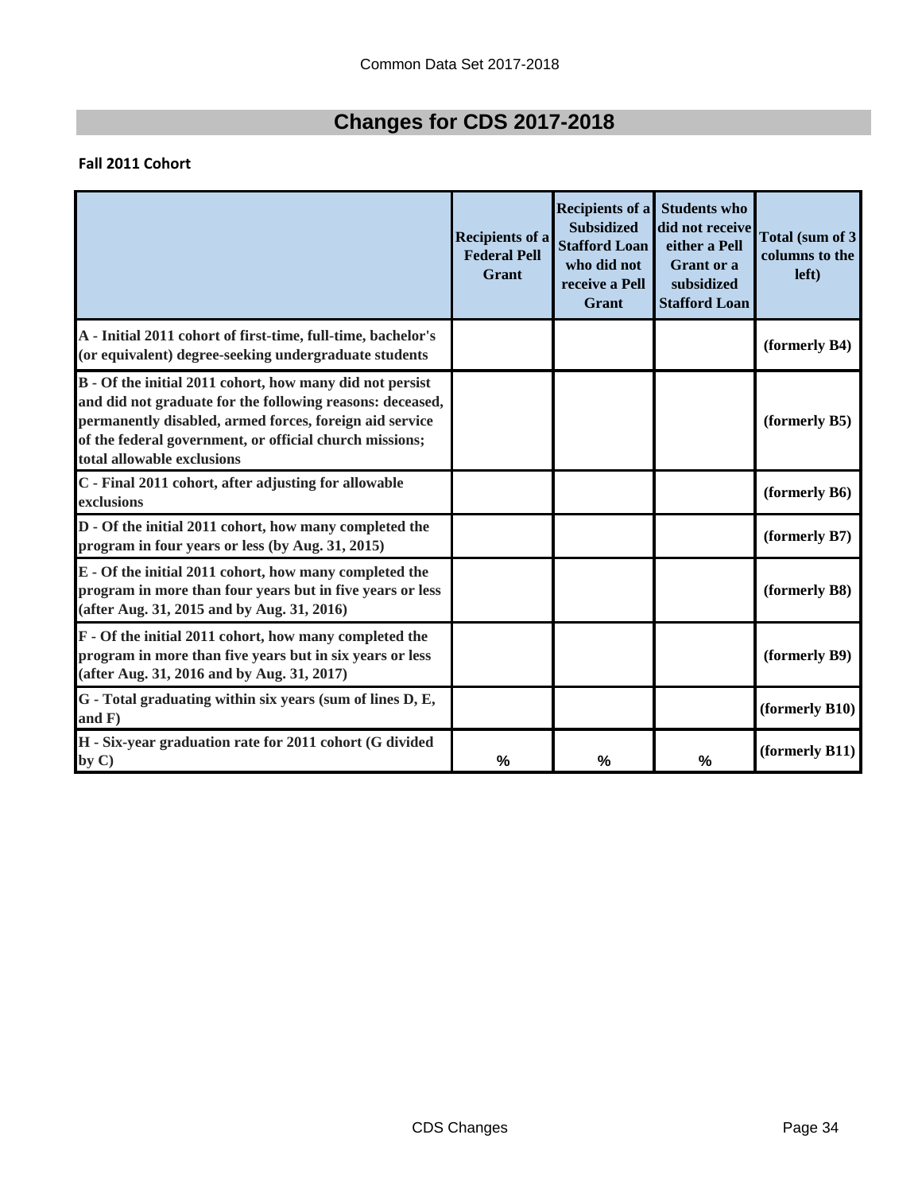## Changes for CDS 2017-2018

**Fall 2011 Cohort**

| | Recipients of a Federal Pell Grant | Recipients of a Subsidized Stafford Loan who did not receive a Pell Grant | Students who did not receive either a Pell Grant or a subsidized Stafford Loan | Total (sum of 3 columns to the left) |
|---|---|---|---|---|
| A - Initial 2011 cohort of first-time, full-time, bachelor's (or equivalent) degree-seeking undergraduate students | | | | (formerly B4) |
| B - Of the initial 2011 cohort, how many did not persist and did not graduate for the following reasons: deceased, permanently disabled, armed forces, foreign aid service of the federal government, or official church missions; total allowable exclusions | | | | (formerly B5) |
| C - Final 2011 cohort, after adjusting for allowable exclusions | | | | (formerly B6) |
| D - Of the initial 2011 cohort, how many completed the program in four years or less (by Aug. 31, 2015) | | | | (formerly B7) |
| E - Of the initial 2011 cohort, how many completed the program in more than four years but in five years or less (after Aug. 31, 2015 and by Aug. 31, 2016) | | | | (formerly B8) |
| F - Of the initial 2011 cohort, how many completed the program in more than five years but in six years or less (after Aug. 31, 2016 and by Aug. 31, 2017) | | | | (formerly B9) |
| G - Total graduating within six years (sum of lines D, E, and F) | | | | (formerly B10) |
| H - Six-year graduation rate for 2011 cohort (G divided by C) | % | % | % | (formerly B11) |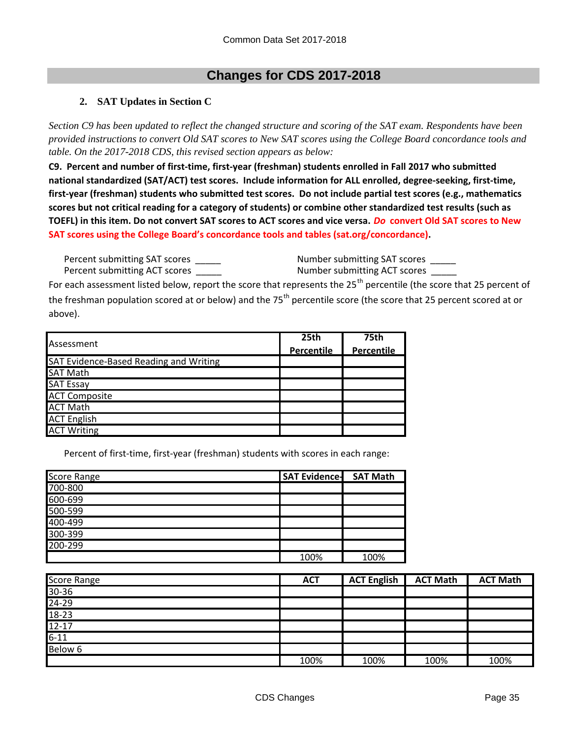## Changes for CDS 2017-2018

### 2. SAT Updates in Section C

*Section C9 has been updated to reflect the changed structure and scoring of the SAT exam. Respondents have been provided instructions to convert Old SAT scores to New SAT scores using the College Board concordance tools and table. On the 2017-2018 CDS, this revised section appears as below:*

**C9. Percent and number of first-time, first-year (freshman) students enrolled in Fall 2017 who submitted national standardized (SAT/ACT) test scores. Include information for ALL enrolled, degree-seeking, first-time, first-year (freshman) students who submitted test scores. Do not include partial test scores (e.g., mathematics scores but not critical reading for a category of students) or combine other standardized test results (such as TOEFL) in this item. Do not convert SAT scores to ACT scores and vice versa. *Do* convert Old SAT scores to New SAT scores using the College Board's concordance tools and tables (sat.org/concordance).**

Percent submitting SAT scores _____ Number submitting SAT scores _____
Percent submitting ACT scores _____ Number submitting ACT scores _____

For each assessment listed below, report the score that represents the 25th percentile (the score that 25 percent of the freshman population scored at or below) and the 75th percentile score (the score that 25 percent scored at or above).

| Assessment | 25th Percentile | 75th Percentile |
|---|---|---|
| SAT Evidence-Based Reading and Writing | | |
| SAT Math | | |
| SAT Essay | | |
| ACT Composite | | |
| ACT Math | | |
| ACT English | | |
| ACT Writing | | |

Percent of first-time, first-year (freshman) students with scores in each range:

| Score Range | SAT Evidence- | SAT Math |
|---|---|---|
| 700-800 | | |
| 600-699 | | |
| 500-599 | | |
| 400-499 | | |
| 300-399 | | |
| 200-299 | | |
| | 100% | 100% |

| Score Range | ACT | ACT English | ACT Math | ACT Math |
|---|---|---|---|---|
| 30-36 | | | | |
| 24-29 | | | | |
| 18-23 | | | | |
| 12-17 | | | | |
| 6-11 | | | | |
| Below 6 | | | | |
| | 100% | 100% | 100% | 100% |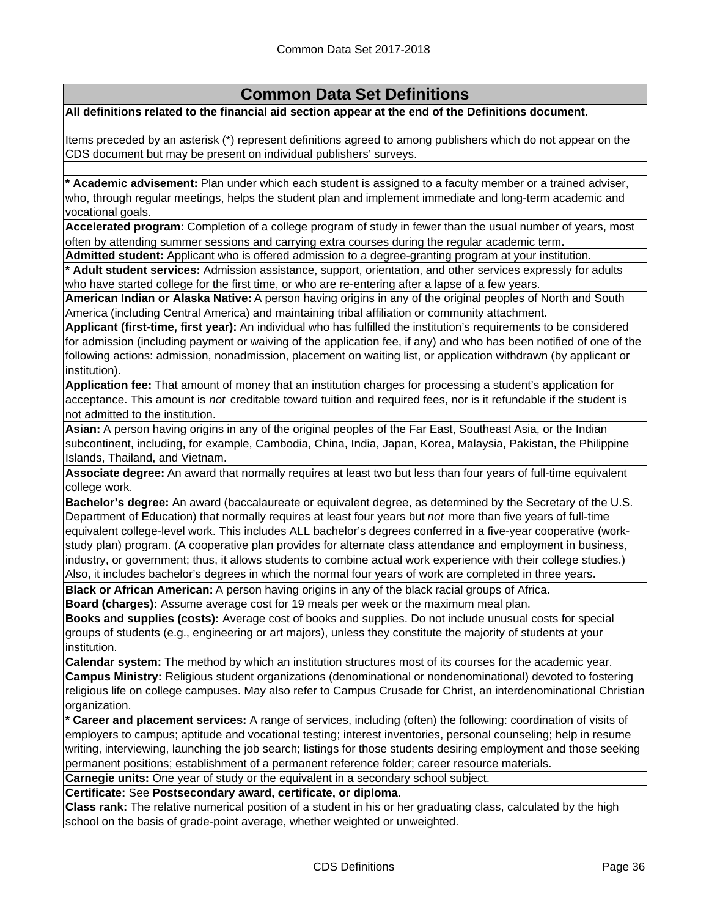## Common Data Set Definitions

**All definitions related to the financial aid section appear at the end of the Definitions document.**

Items preceded by an asterisk (*) represent definitions agreed to among publishers which do not appear on the CDS document but may be present on individual publishers' surveys.

**\* Academic advisement:** Plan under which each student is assigned to a faculty member or a trained adviser, who, through regular meetings, helps the student plan and implement immediate and long-term academic and vocational goals.

**Accelerated program:** Completion of a college program of study in fewer than the usual number of years, most often by attending summer sessions and carrying extra courses during the regular academic term**.**

**Admitted student:** Applicant who is offered admission to a degree-granting program at your institution.

**\* Adult student services:** Admission assistance, support, orientation, and other services expressly for adults who have started college for the first time, or who are re-entering after a lapse of a few years.

**American Indian or Alaska Native:** A person having origins in any of the original peoples of North and South America (including Central America) and maintaining tribal affiliation or community attachment.

**Applicant (first-time, first year):** An individual who has fulfilled the institution's requirements to be considered for admission (including payment or waiving of the application fee, if any) and who has been notified of one of the following actions: admission, nonadmission, placement on waiting list, or application withdrawn (by applicant or institution).

**Application fee:** That amount of money that an institution charges for processing a student's application for acceptance. This amount is *not* creditable toward tuition and required fees, nor is it refundable if the student is not admitted to the institution.

**Asian:** A person having origins in any of the original peoples of the Far East, Southeast Asia, or the Indian subcontinent, including, for example, Cambodia, China, India, Japan, Korea, Malaysia, Pakistan, the Philippine Islands, Thailand, and Vietnam.

**Associate degree:** An award that normally requires at least two but less than four years of full-time equivalent college work.

**Bachelor's degree:** An award (baccalaureate or equivalent degree, as determined by the Secretary of the U.S. Department of Education) that normally requires at least four years but *not* more than five years of full-time equivalent college-level work. This includes ALL bachelor's degrees conferred in a five-year cooperative (work-study plan) program. (A cooperative plan provides for alternate class attendance and employment in business, industry, or government; thus, it allows students to combine actual work experience with their college studies.) Also, it includes bachelor's degrees in which the normal four years of work are completed in three years.

**Black or African American:** A person having origins in any of the black racial groups of Africa.

**Board (charges):** Assume average cost for 19 meals per week or the maximum meal plan.

**Books and supplies (costs):** Average cost of books and supplies. Do not include unusual costs for special groups of students (e.g., engineering or art majors), unless they constitute the majority of students at your institution.

**Calendar system:** The method by which an institution structures most of its courses for the academic year.

**Campus Ministry:** Religious student organizations (denominational or nondenominational) devoted to fostering religious life on college campuses. May also refer to Campus Crusade for Christ, an interdenominational Christian organization.

**\* Career and placement services:** A range of services, including (often) the following: coordination of visits of employers to campus; aptitude and vocational testing; interest inventories, personal counseling; help in resume writing, interviewing, launching the job search; listings for those students desiring employment and those seeking permanent positions; establishment of a permanent reference folder; career resource materials.

**Carnegie units:** One year of study or the equivalent in a secondary school subject.

**Certificate:** See **Postsecondary award, certificate, or diploma.**

**Class rank:** The relative numerical position of a student in his or her graduating class, calculated by the high school on the basis of grade-point average, whether weighted or unweighted.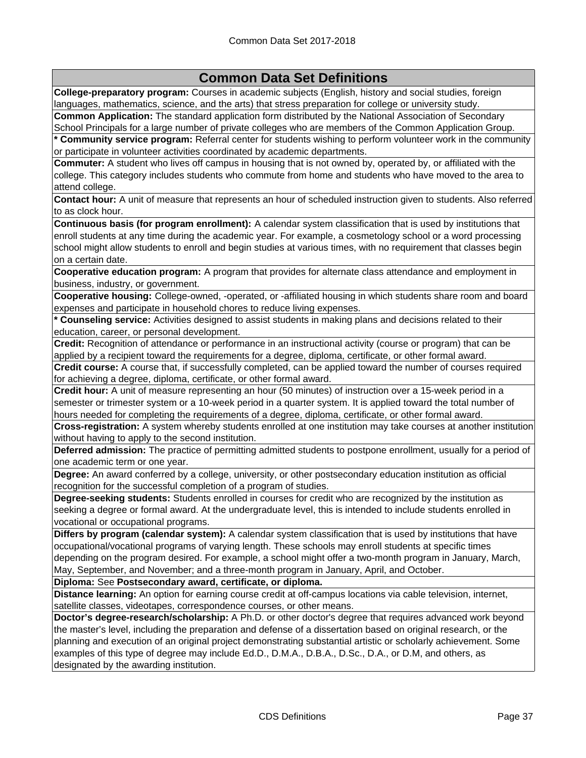## Common Data Set Definitions

**College-preparatory program:** Courses in academic subjects (English, history and social studies, foreign languages, mathematics, science, and the arts) that stress preparation for college or university study.

**Common Application:** The standard application form distributed by the National Association of Secondary School Principals for a large number of private colleges who are members of the Common Application Group.

**\* Community service program:** Referral center for students wishing to perform volunteer work in the community or participate in volunteer activities coordinated by academic departments.

**Commuter:** A student who lives off campus in housing that is not owned by, operated by, or affiliated with the college. This category includes students who commute from home and students who have moved to the area to attend college.

**Contact hour:** A unit of measure that represents an hour of scheduled instruction given to students. Also referred to as clock hour.

**Continuous basis (for program enrollment):** A calendar system classification that is used by institutions that enroll students at any time during the academic year. For example, a cosmetology school or a word processing school might allow students to enroll and begin studies at various times, with no requirement that classes begin on a certain date.

**Cooperative education program:** A program that provides for alternate class attendance and employment in business, industry, or government.

**Cooperative housing:** College-owned, -operated, or -affiliated housing in which students share room and board expenses and participate in household chores to reduce living expenses.

**\* Counseling service:** Activities designed to assist students in making plans and decisions related to their education, career, or personal development.

**Credit:** Recognition of attendance or performance in an instructional activity (course or program) that can be applied by a recipient toward the requirements for a degree, diploma, certificate, or other formal award.

**Credit course:** A course that, if successfully completed, can be applied toward the number of courses required for achieving a degree, diploma, certificate, or other formal award.

**Credit hour:** A unit of measure representing an hour (50 minutes) of instruction over a 15-week period in a semester or trimester system or a 10-week period in a quarter system. It is applied toward the total number of hours needed for completing the requirements of a degree, diploma, certificate, or other formal award.

**Cross-registration:** A system whereby students enrolled at one institution may take courses at another institution without having to apply to the second institution.

**Deferred admission:** The practice of permitting admitted students to postpone enrollment, usually for a period of one academic term or one year.

**Degree:** An award conferred by a college, university, or other postsecondary education institution as official recognition for the successful completion of a program of studies.

**Degree-seeking students:** Students enrolled in courses for credit who are recognized by the institution as seeking a degree or formal award. At the undergraduate level, this is intended to include students enrolled in vocational or occupational programs.

**Differs by program (calendar system):** A calendar system classification that is used by institutions that have occupational/vocational programs of varying length. These schools may enroll students at specific times depending on the program desired. For example, a school might offer a two-month program in January, March, May, September, and November; and a three-month program in January, April, and October.

**Diploma:** See **Postsecondary award, certificate, or diploma.**

**Distance learning:** An option for earning course credit at off-campus locations via cable television, internet, satellite classes, videotapes, correspondence courses, or other means.

**Doctor's degree-research/scholarship:** A Ph.D. or other doctor's degree that requires advanced work beyond the master's level, including the preparation and defense of a dissertation based on original research, or the planning and execution of an original project demonstrating substantial artistic or scholarly achievement. Some examples of this type of degree may include Ed.D., D.M.A., D.B.A., D.Sc., D.A., or D.M, and others, as designated by the awarding institution.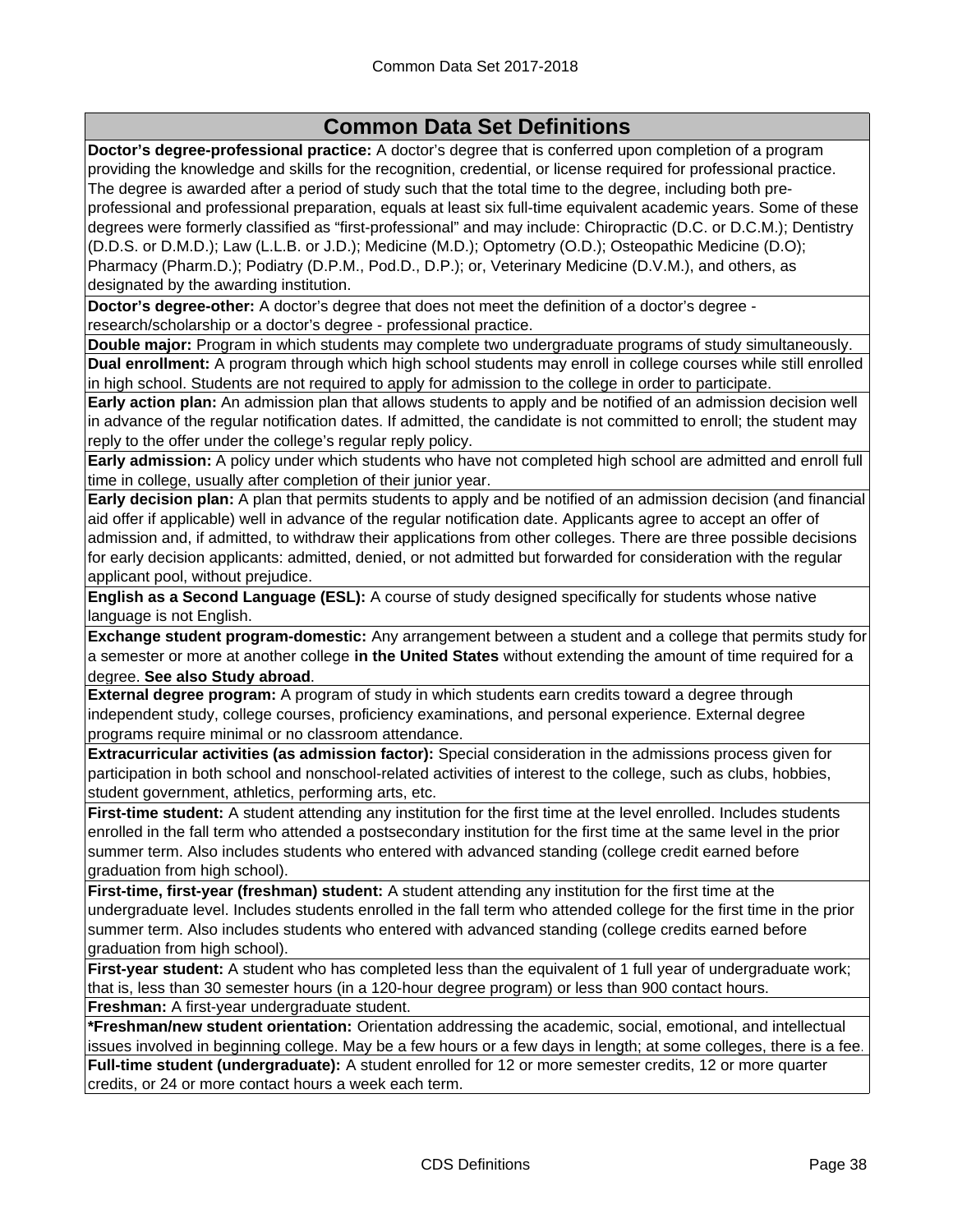## Common Data Set Definitions

**Doctor's degree-professional practice:** A doctor's degree that is conferred upon completion of a program providing the knowledge and skills for the recognition, credential, or license required for professional practice. The degree is awarded after a period of study such that the total time to the degree, including both pre-professional and professional preparation, equals at least six full-time equivalent academic years. Some of these degrees were formerly classified as "first-professional" and may include: Chiropractic (D.C. or D.C.M.); Dentistry (D.D.S. or D.M.D.); Law (L.L.B. or J.D.); Medicine (M.D.); Optometry (O.D.); Osteopathic Medicine (D.O); Pharmacy (Pharm.D.); Podiatry (D.P.M., Pod.D., D.P.); or, Veterinary Medicine (D.V.M.), and others, as designated by the awarding institution.

**Doctor's degree-other:** A doctor's degree that does not meet the definition of a doctor's degree - research/scholarship or a doctor's degree - professional practice.

**Double major:** Program in which students may complete two undergraduate programs of study simultaneously.

**Dual enrollment:** A program through which high school students may enroll in college courses while still enrolled in high school. Students are not required to apply for admission to the college in order to participate.

**Early action plan:** An admission plan that allows students to apply and be notified of an admission decision well in advance of the regular notification dates. If admitted, the candidate is not committed to enroll; the student may reply to the offer under the college's regular reply policy.

**Early admission:** A policy under which students who have not completed high school are admitted and enroll full time in college, usually after completion of their junior year.

**Early decision plan:** A plan that permits students to apply and be notified of an admission decision (and financial aid offer if applicable) well in advance of the regular notification date. Applicants agree to accept an offer of admission and, if admitted, to withdraw their applications from other colleges. There are three possible decisions for early decision applicants: admitted, denied, or not admitted but forwarded for consideration with the regular applicant pool, without prejudice.

**English as a Second Language (ESL):** A course of study designed specifically for students whose native language is not English.

**Exchange student program-domestic:** Any arrangement between a student and a college that permits study for a semester or more at another college **in the United States** without extending the amount of time required for a degree. **See also Study abroad**.

**External degree program:** A program of study in which students earn credits toward a degree through independent study, college courses, proficiency examinations, and personal experience. External degree programs require minimal or no classroom attendance.

**Extracurricular activities (as admission factor):** Special consideration in the admissions process given for participation in both school and nonschool-related activities of interest to the college, such as clubs, hobbies, student government, athletics, performing arts, etc.

**First-time student:** A student attending any institution for the first time at the level enrolled. Includes students enrolled in the fall term who attended a postsecondary institution for the first time at the same level in the prior summer term. Also includes students who entered with advanced standing (college credit earned before graduation from high school).

**First-time, first-year (freshman) student:** A student attending any institution for the first time at the undergraduate level. Includes students enrolled in the fall term who attended college for the first time in the prior summer term. Also includes students who entered with advanced standing (college credits earned before graduation from high school).

**First-year student:** A student who has completed less than the equivalent of 1 full year of undergraduate work; that is, less than 30 semester hours (in a 120-hour degree program) or less than 900 contact hours.

**Freshman:** A first-year undergraduate student.

***Freshman/new student orientation:** Orientation addressing the academic, social, emotional, and intellectual issues involved in beginning college. May be a few hours or a few days in length; at some colleges, there is a fee.

**Full-time student (undergraduate):** A student enrolled for 12 or more semester credits, 12 or more quarter credits, or 24 or more contact hours a week each term.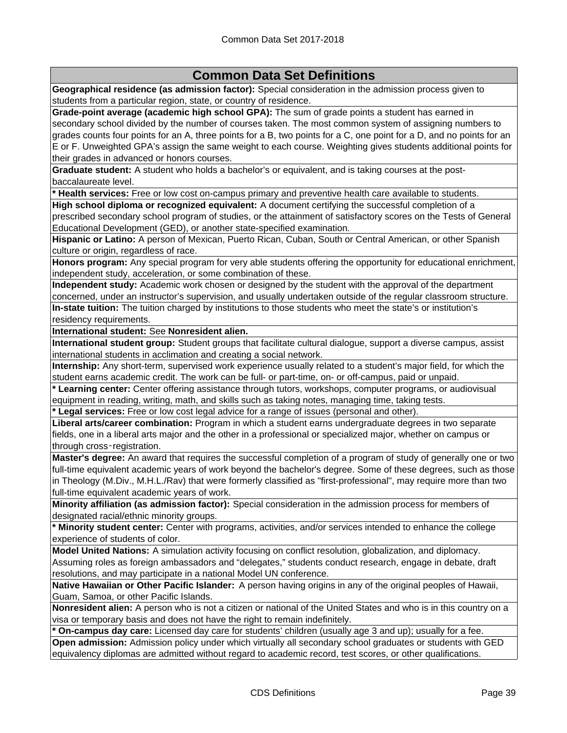## Common Data Set Definitions

**Geographical residence (as admission factor):** Special consideration in the admission process given to students from a particular region, state, or country of residence.

**Grade-point average (academic high school GPA):** The sum of grade points a student has earned in secondary school divided by the number of courses taken. The most common system of assigning numbers to grades counts four points for an A, three points for a B, two points for a C, one point for a D, and no points for an E or F. Unweighted GPA's assign the same weight to each course. Weighting gives students additional points for their grades in advanced or honors courses.

**Graduate student:** A student who holds a bachelor's or equivalent, and is taking courses at the post-baccalaureate level.

**\* Health services:** Free or low cost on-campus primary and preventive health care available to students.

**High school diploma or recognized equivalent:** A document certifying the successful completion of a prescribed secondary school program of studies, or the attainment of satisfactory scores on the Tests of General Educational Development (GED), or another state-specified examination.

**Hispanic or Latino:** A person of Mexican, Puerto Rican, Cuban, South or Central American, or other Spanish culture or origin, regardless of race.

**Honors program:** Any special program for very able students offering the opportunity for educational enrichment, independent study, acceleration, or some combination of these.

**Independent study:** Academic work chosen or designed by the student with the approval of the department concerned, under an instructor's supervision, and usually undertaken outside of the regular classroom structure.

**In-state tuition:** The tuition charged by institutions to those students who meet the state's or institution's residency requirements.

**International student:** See **Nonresident alien.**

**International student group:** Student groups that facilitate cultural dialogue, support a diverse campus, assist international students in acclimation and creating a social network.

**Internship:** Any short-term, supervised work experience usually related to a student's major field, for which the student earns academic credit. The work can be full- or part-time, on- or off-campus, paid or unpaid.

**\* Learning center:** Center offering assistance through tutors, workshops, computer programs, or audiovisual equipment in reading, writing, math, and skills such as taking notes, managing time, taking tests.

**\* Legal services:** Free or low cost legal advice for a range of issues (personal and other).

**Liberal arts/career combination:** Program in which a student earns undergraduate degrees in two separate fields, one in a liberal arts major and the other in a professional or specialized major, whether on campus or through cross‑registration.

**Master's degree:** An award that requires the successful completion of a program of study of generally one or two full-time equivalent academic years of work beyond the bachelor's degree. Some of these degrees, such as those in Theology (M.Div., M.H.L./Rav) that were formerly classified as "first-professional", may require more than two full-time equivalent academic years of work.

**Minority affiliation (as admission factor):** Special consideration in the admission process for members of designated racial/ethnic minority groups.

**\* Minority student center:** Center with programs, activities, and/or services intended to enhance the college experience of students of color.

**Model United Nations:** A simulation activity focusing on conflict resolution, globalization, and diplomacy. Assuming roles as foreign ambassadors and "delegates," students conduct research, engage in debate, draft resolutions, and may participate in a national Model UN conference.

**Native Hawaiian or Other Pacific Islander:** A person having origins in any of the original peoples of Hawaii, Guam, Samoa, or other Pacific Islands.

**Nonresident alien:** A person who is not a citizen or national of the United States and who is in this country on a visa or temporary basis and does not have the right to remain indefinitely.

**\* On-campus day care:** Licensed day care for students' children (usually age 3 and up); usually for a fee.

**Open admission:** Admission policy under which virtually all secondary school graduates or students with GED equivalency diplomas are admitted without regard to academic record, test scores, or other qualifications.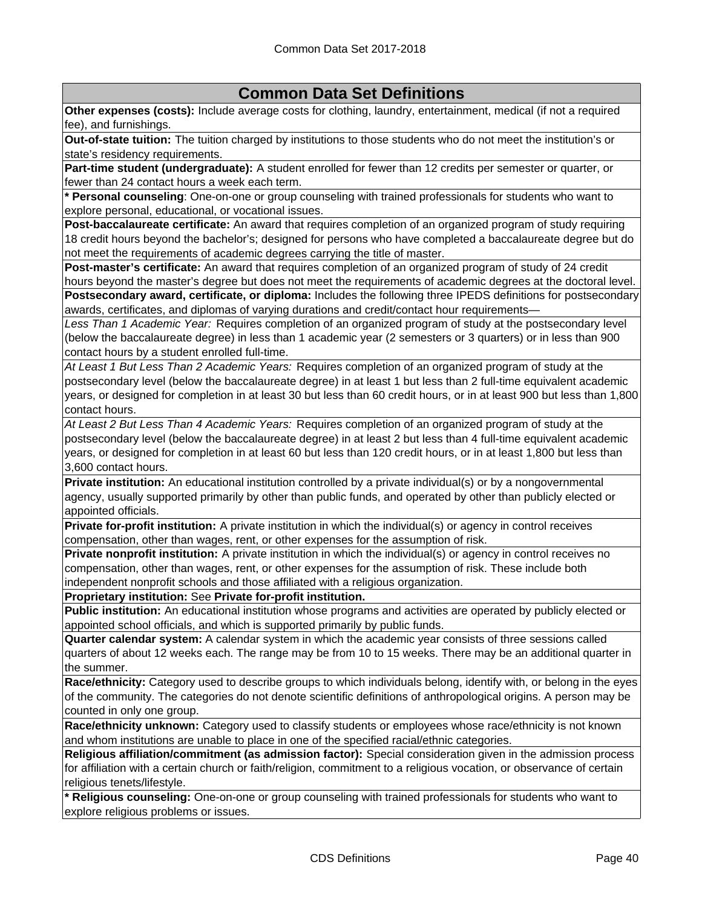## Common Data Set Definitions

**Other expenses (costs):** Include average costs for clothing, laundry, entertainment, medical (if not a required fee), and furnishings.

**Out-of-state tuition:** The tuition charged by institutions to those students who do not meet the institution's or state's residency requirements.

**Part-time student (undergraduate):** A student enrolled for fewer than 12 credits per semester or quarter, or fewer than 24 contact hours a week each term.

**\* Personal counseling**: One-on-one or group counseling with trained professionals for students who want to explore personal, educational, or vocational issues.

**Post-baccalaureate certificate:** An award that requires completion of an organized program of study requiring 18 credit hours beyond the bachelor's; designed for persons who have completed a baccalaureate degree but do not meet the requirements of academic degrees carrying the title of master.

**Post-master's certificate:** An award that requires completion of an organized program of study of 24 credit hours beyond the master's degree but does not meet the requirements of academic degrees at the doctoral level.

**Postsecondary award, certificate, or diploma:** Includes the following three IPEDS definitions for postsecondary awards, certificates, and diplomas of varying durations and credit/contact hour requirements—

*Less Than 1 Academic Year:* Requires completion of an organized program of study at the postsecondary level (below the baccalaureate degree) in less than 1 academic year (2 semesters or 3 quarters) or in less than 900 contact hours by a student enrolled full-time.

*At Least 1 But Less Than 2 Academic Years:* Requires completion of an organized program of study at the postsecondary level (below the baccalaureate degree) in at least 1 but less than 2 full-time equivalent academic years, or designed for completion in at least 30 but less than 60 credit hours, or in at least 900 but less than 1,800 contact hours.

*At Least 2 But Less Than 4 Academic Years:* Requires completion of an organized program of study at the postsecondary level (below the baccalaureate degree) in at least 2 but less than 4 full-time equivalent academic years, or designed for completion in at least 60 but less than 120 credit hours, or in at least 1,800 but less than 3,600 contact hours.

**Private institution:** An educational institution controlled by a private individual(s) or by a nongovernmental agency, usually supported primarily by other than public funds, and operated by other than publicly elected or appointed officials.

**Private for-profit institution:** A private institution in which the individual(s) or agency in control receives compensation, other than wages, rent, or other expenses for the assumption of risk.

**Private nonprofit institution:** A private institution in which the individual(s) or agency in control receives no compensation, other than wages, rent, or other expenses for the assumption of risk. These include both independent nonprofit schools and those affiliated with a religious organization.

**Proprietary institution:** See **Private for-profit institution.**

**Public institution:** An educational institution whose programs and activities are operated by publicly elected or appointed school officials, and which is supported primarily by public funds.

**Quarter calendar system:** A calendar system in which the academic year consists of three sessions called quarters of about 12 weeks each. The range may be from 10 to 15 weeks. There may be an additional quarter in the summer.

**Race/ethnicity:** Category used to describe groups to which individuals belong, identify with, or belong in the eyes of the community. The categories do not denote scientific definitions of anthropological origins. A person may be counted in only one group.

**Race/ethnicity unknown:** Category used to classify students or employees whose race/ethnicity is not known and whom institutions are unable to place in one of the specified racial/ethnic categories.

**Religious affiliation/commitment (as admission factor):** Special consideration given in the admission process for affiliation with a certain church or faith/religion, commitment to a religious vocation, or observance of certain religious tenets/lifestyle.

**\* Religious counseling:** One-on-one or group counseling with trained professionals for students who want to explore religious problems or issues.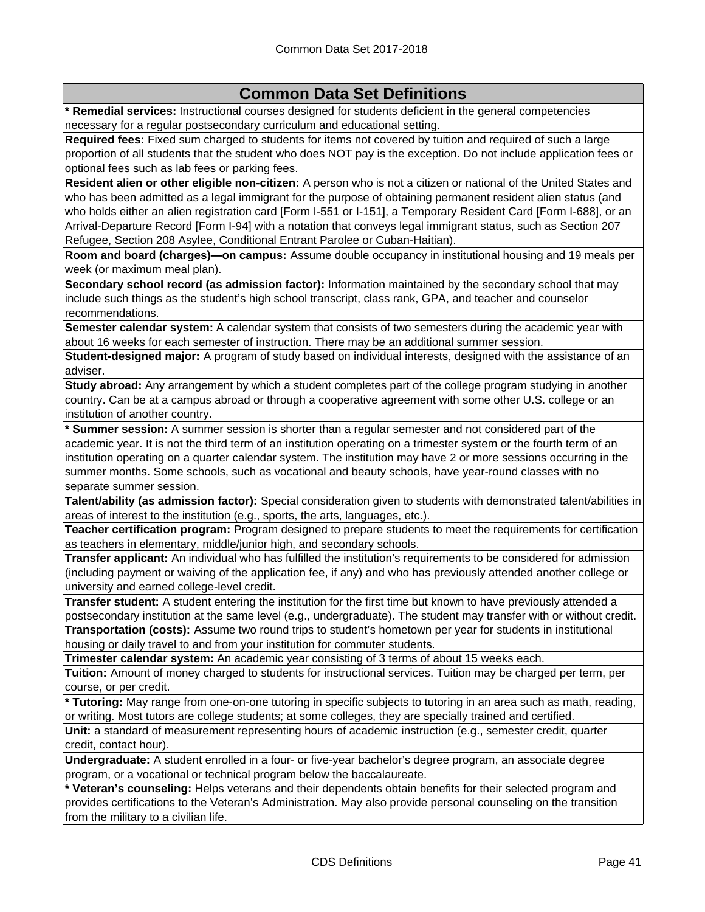## Common Data Set Definitions

**\* Remedial services:** Instructional courses designed for students deficient in the general competencies necessary for a regular postsecondary curriculum and educational setting.

**Required fees:** Fixed sum charged to students for items not covered by tuition and required of such a large proportion of all students that the student who does NOT pay is the exception. Do not include application fees or optional fees such as lab fees or parking fees.

**Resident alien or other eligible non-citizen:** A person who is not a citizen or national of the United States and who has been admitted as a legal immigrant for the purpose of obtaining permanent resident alien status (and who holds either an alien registration card [Form I-551 or I-151], a Temporary Resident Card [Form I-688], or an Arrival-Departure Record [Form I-94] with a notation that conveys legal immigrant status, such as Section 207 Refugee, Section 208 Asylee, Conditional Entrant Parolee or Cuban-Haitian).

**Room and board (charges)—on campus:** Assume double occupancy in institutional housing and 19 meals per week (or maximum meal plan).

**Secondary school record (as admission factor):** Information maintained by the secondary school that may include such things as the student's high school transcript, class rank, GPA, and teacher and counselor recommendations.

**Semester calendar system:** A calendar system that consists of two semesters during the academic year with about 16 weeks for each semester of instruction. There may be an additional summer session.

**Student-designed major:** A program of study based on individual interests, designed with the assistance of an adviser.

**Study abroad:** Any arrangement by which a student completes part of the college program studying in another country. Can be at a campus abroad or through a cooperative agreement with some other U.S. college or an institution of another country.

**\* Summer session:** A summer session is shorter than a regular semester and not considered part of the academic year. It is not the third term of an institution operating on a trimester system or the fourth term of an institution operating on a quarter calendar system. The institution may have 2 or more sessions occurring in the summer months. Some schools, such as vocational and beauty schools, have year-round classes with no separate summer session.

**Talent/ability (as admission factor):** Special consideration given to students with demonstrated talent/abilities in areas of interest to the institution (e.g., sports, the arts, languages, etc.).

**Teacher certification program:** Program designed to prepare students to meet the requirements for certification as teachers in elementary, middle/junior high, and secondary schools.

**Transfer applicant:** An individual who has fulfilled the institution's requirements to be considered for admission (including payment or waiving of the application fee, if any) and who has previously attended another college or university and earned college-level credit.

**Transfer student:** A student entering the institution for the first time but known to have previously attended a postsecondary institution at the same level (e.g., undergraduate). The student may transfer with or without credit.

**Transportation (costs):** Assume two round trips to student's hometown per year for students in institutional housing or daily travel to and from your institution for commuter students.

**Trimester calendar system:** An academic year consisting of 3 terms of about 15 weeks each.

**Tuition:** Amount of money charged to students for instructional services. Tuition may be charged per term, per course, or per credit.

**\* Tutoring:** May range from one-on-one tutoring in specific subjects to tutoring in an area such as math, reading, or writing. Most tutors are college students; at some colleges, they are specially trained and certified.

**Unit:** a standard of measurement representing hours of academic instruction (e.g., semester credit, quarter credit, contact hour).

**Undergraduate:** A student enrolled in a four- or five-year bachelor's degree program, an associate degree program, or a vocational or technical program below the baccalaureate.

**\* Veteran's counseling:** Helps veterans and their dependents obtain benefits for their selected program and provides certifications to the Veteran's Administration. May also provide personal counseling on the transition from the military to a civilian life.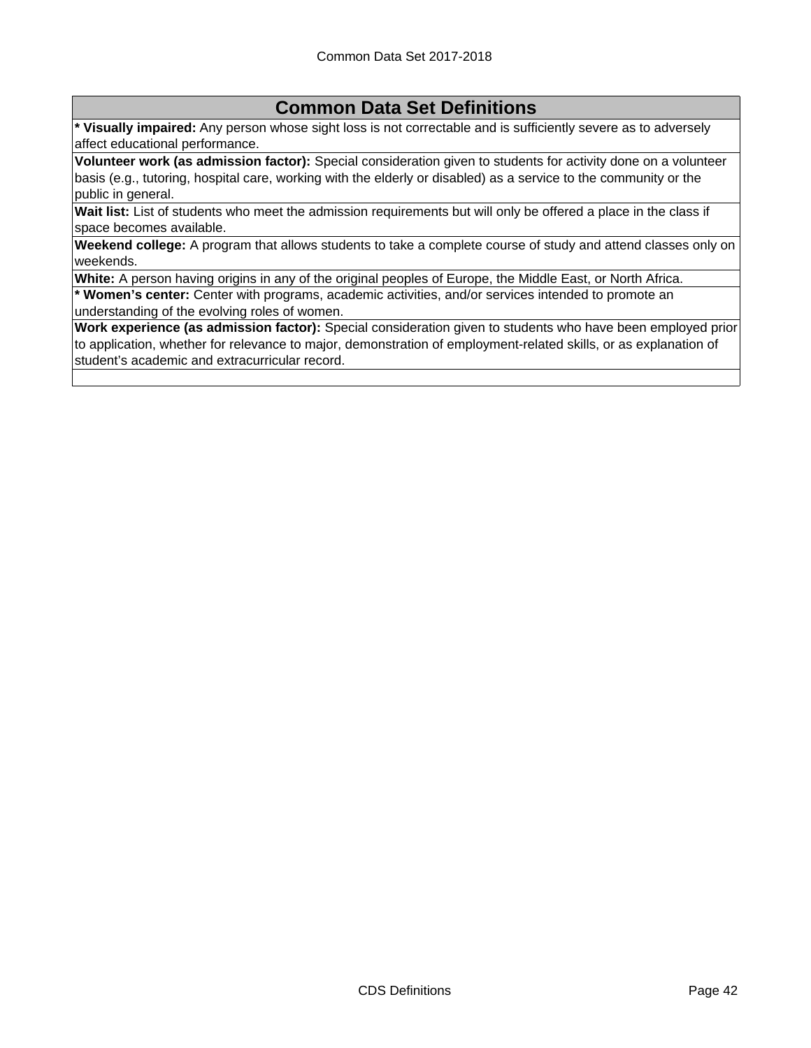## Common Data Set Definitions

**\* Visually impaired:** Any person whose sight loss is not correctable and is sufficiently severe as to adversely affect educational performance.

**Volunteer work (as admission factor):** Special consideration given to students for activity done on a volunteer basis (e.g., tutoring, hospital care, working with the elderly or disabled) as a service to the community or the public in general.

**Wait list:** List of students who meet the admission requirements but will only be offered a place in the class if space becomes available.

**Weekend college:** A program that allows students to take a complete course of study and attend classes only on weekends.

**White:** A person having origins in any of the original peoples of Europe, the Middle East, or North Africa.

**\* Women's center:** Center with programs, academic activities, and/or services intended to promote an understanding of the evolving roles of women.

**Work experience (as admission factor):** Special consideration given to students who have been employed prior to application, whether for relevance to major, demonstration of employment-related skills, or as explanation of student's academic and extracurricular record.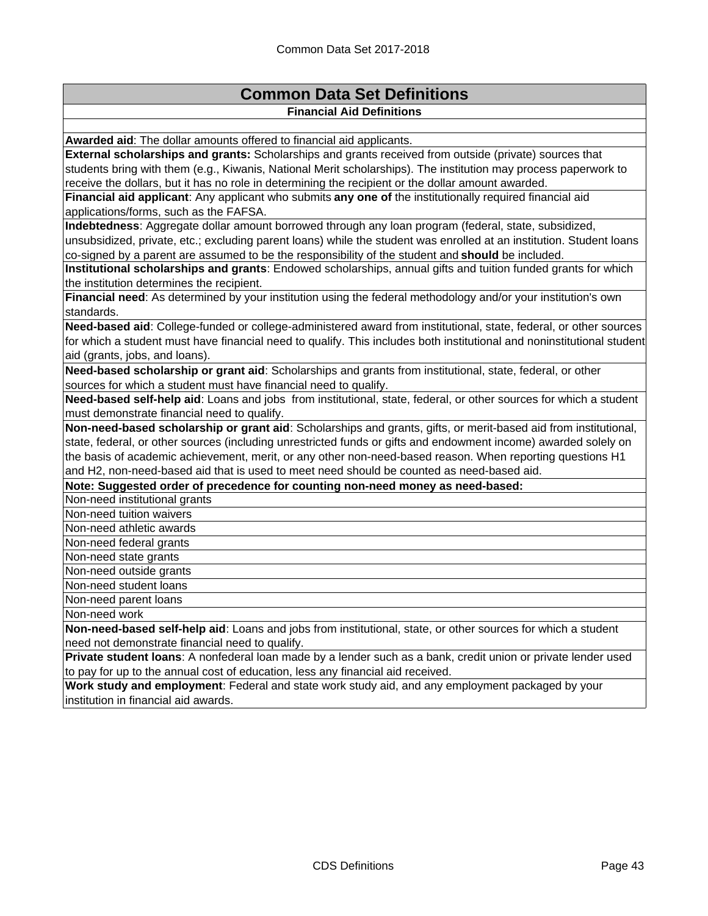# Common Data Set Definitions

## Financial Aid Definitions

**Awarded aid**: The dollar amounts offered to financial aid applicants.

**External scholarships and grants:** Scholarships and grants received from outside (private) sources that students bring with them (e.g., Kiwanis, National Merit scholarships). The institution may process paperwork to receive the dollars, but it has no role in determining the recipient or the dollar amount awarded.

**Financial aid applicant**: Any applicant who submits **any one of** the institutionally required financial aid applications/forms, such as the FAFSA.

**Indebtedness**: Aggregate dollar amount borrowed through any loan program (federal, state, subsidized, unsubsidized, private, etc.; excluding parent loans) while the student was enrolled at an institution. Student loans co-signed by a parent are assumed to be the responsibility of the student and **should** be included.

**Institutional scholarships and grants**: Endowed scholarships, annual gifts and tuition funded grants for which the institution determines the recipient.

**Financial need**: As determined by your institution using the federal methodology and/or your institution's own standards.

**Need-based aid**: College-funded or college-administered award from institutional, state, federal, or other sources for which a student must have financial need to qualify. This includes both institutional and noninstitutional student aid (grants, jobs, and loans).

**Need-based scholarship or grant aid**: Scholarships and grants from institutional, state, federal, or other sources for which a student must have financial need to qualify.

**Need-based self-help aid**: Loans and jobs from institutional, state, federal, or other sources for which a student must demonstrate financial need to qualify.

**Non-need-based scholarship or grant aid**: Scholarships and grants, gifts, or merit-based aid from institutional, state, federal, or other sources (including unrestricted funds or gifts and endowment income) awarded solely on the basis of academic achievement, merit, or any other non-need-based reason. When reporting questions H1 and H2, non-need-based aid that is used to meet need should be counted as need-based aid.

**Note: Suggested order of precedence for counting non-need money as need-based:**

- Non-need institutional grants
- Non-need tuition waivers
- Non-need athletic awards
- Non-need federal grants
- Non-need state grants
- Non-need outside grants
- Non-need student loans
- Non-need parent loans
- Non-need work

**Non-need-based self-help aid**: Loans and jobs from institutional, state, or other sources for which a student need not demonstrate financial need to qualify.

**Private student loans**: A nonfederal loan made by a lender such as a bank, credit union or private lender used to pay for up to the annual cost of education, less any financial aid received.

**Work study and employment**: Federal and state work study aid, and any employment packaged by your institution in financial aid awards.